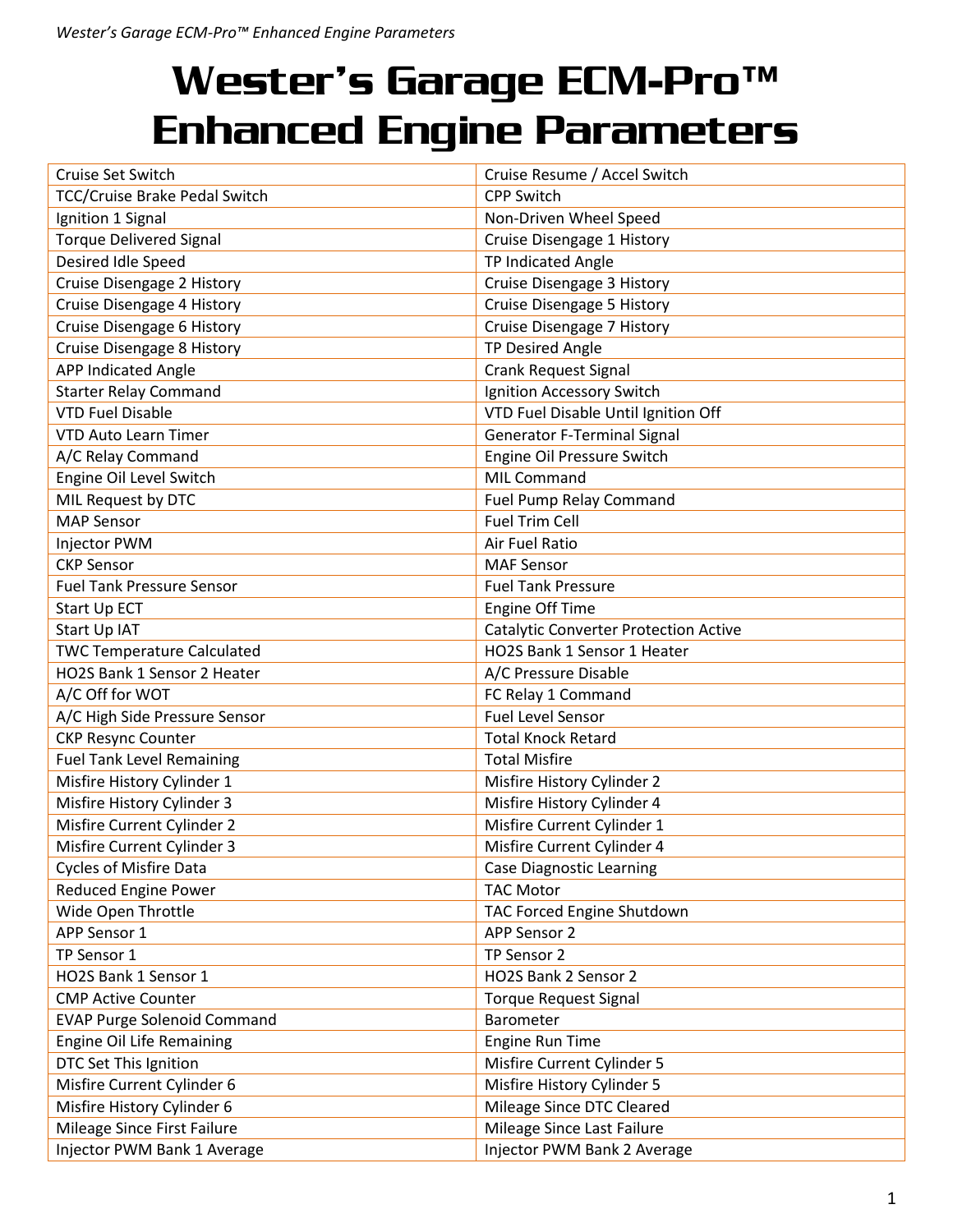# Wester's Garage ECM-Pro™ Enhanced Engine Parameters

| Cruise Set Switch | Cruise Resume / Accel Switch |
|---|---|
| TCC/Cruise Brake Pedal Switch | CPP Switch |
| Ignition 1 Signal | Non-Driven Wheel Speed |
| Torque Delivered Signal | Cruise Disengage 1 History |
| Desired Idle Speed | TP Indicated Angle |
| Cruise Disengage 2 History | Cruise Disengage 3 History |
| Cruise Disengage 4 History | Cruise Disengage 5 History |
| Cruise Disengage 6 History | Cruise Disengage 7 History |
| Cruise Disengage 8 History | TP Desired Angle |
| APP Indicated Angle | Crank Request Signal |
| Starter Relay Command | Ignition Accessory Switch |
| VTD Fuel Disable | VTD Fuel Disable Until Ignition Off |
| VTD Auto Learn Timer | Generator F-Terminal Signal |
| A/C Relay Command | Engine Oil Pressure Switch |
| Engine Oil Level Switch | MIL Command |
| MIL Request by DTC | Fuel Pump Relay Command |
| MAP Sensor | Fuel Trim Cell |
| Injector PWM | Air Fuel Ratio |
| CKP Sensor | MAF Sensor |
| Fuel Tank Pressure Sensor | Fuel Tank Pressure |
| Start Up ECT | Engine Off Time |
| Start Up IAT | Catalytic Converter Protection Active |
| TWC Temperature Calculated | HO2S Bank 1 Sensor 1 Heater |
| HO2S Bank 1 Sensor 2 Heater | A/C Pressure Disable |
| A/C Off for WOT | FC Relay 1 Command |
| A/C High Side Pressure Sensor | Fuel Level Sensor |
| CKP Resync Counter | Total Knock Retard |
| Fuel Tank Level Remaining | Total Misfire |
| Misfire History Cylinder 1 | Misfire History Cylinder 2 |
| Misfire History Cylinder 3 | Misfire History Cylinder 4 |
| Misfire Current Cylinder 2 | Misfire Current Cylinder 1 |
| Misfire Current Cylinder 3 | Misfire Current Cylinder 4 |
| Cycles of Misfire Data | Case Diagnostic Learning |
| Reduced Engine Power | TAC Motor |
| Wide Open Throttle | TAC Forced Engine Shutdown |
| APP Sensor 1 | APP Sensor 2 |
| TP Sensor 1 | TP Sensor 2 |
| HO2S Bank 1 Sensor 1 | HO2S Bank 2 Sensor 2 |
| CMP Active Counter | Torque Request Signal |
| EVAP Purge Solenoid Command | Barometer |
| Engine Oil Life Remaining | Engine Run Time |
| DTC Set This Ignition | Misfire Current Cylinder 5 |
| Misfire Current Cylinder 6 | Misfire History Cylinder 5 |
| Misfire History Cylinder 6 | Mileage Since DTC Cleared |
| Mileage Since First Failure | Mileage Since Last Failure |
| Injector PWM Bank 1 Average | Injector PWM Bank 2 Average |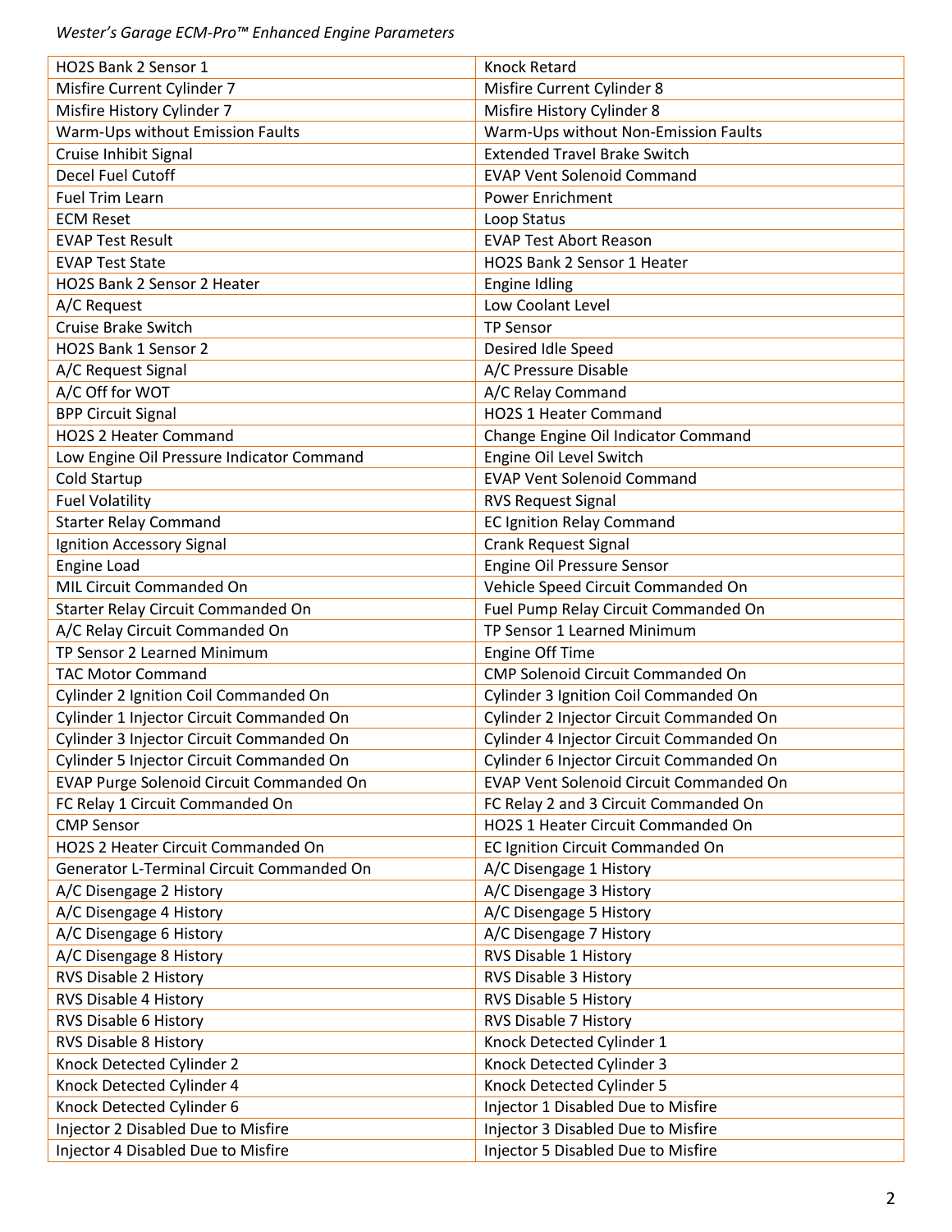| HO2S Bank 2 Sensor 1 | Knock Retard |
|---|---|
| Misfire Current Cylinder 7 | Misfire Current Cylinder 8 |
| Misfire History Cylinder 7 | Misfire History Cylinder 8 |
| Warm-Ups without Emission Faults | Warm-Ups without Non-Emission Faults |
| Cruise Inhibit Signal | Extended Travel Brake Switch |
| Decel Fuel Cutoff | EVAP Vent Solenoid Command |
| Fuel Trim Learn | Power Enrichment |
| ECM Reset | Loop Status |
| EVAP Test Result | EVAP Test Abort Reason |
| EVAP Test State | HO2S Bank 2 Sensor 1 Heater |
| HO2S Bank 2 Sensor 2 Heater | Engine Idling |
| A/C Request | Low Coolant Level |
| Cruise Brake Switch | TP Sensor |
| HO2S Bank 1 Sensor 2 | Desired Idle Speed |
| A/C Request Signal | A/C Pressure Disable |
| A/C Off for WOT | A/C Relay Command |
| BPP Circuit Signal | HO2S 1 Heater Command |
| HO2S 2 Heater Command | Change Engine Oil Indicator Command |
| Low Engine Oil Pressure Indicator Command | Engine Oil Level Switch |
| Cold Startup | EVAP Vent Solenoid Command |
| Fuel Volatility | RVS Request Signal |
| Starter Relay Command | EC Ignition Relay Command |
| Ignition Accessory Signal | Crank Request Signal |
| Engine Load | Engine Oil Pressure Sensor |
| MIL Circuit Commanded On | Vehicle Speed Circuit Commanded On |
| Starter Relay Circuit Commanded On | Fuel Pump Relay Circuit Commanded On |
| A/C Relay Circuit Commanded On | TP Sensor 1 Learned Minimum |
| TP Sensor 2 Learned Minimum | Engine Off Time |
| TAC Motor Command | CMP Solenoid Circuit Commanded On |
| Cylinder 2 Ignition Coil Commanded On | Cylinder 3 Ignition Coil Commanded On |
| Cylinder 1 Injector Circuit Commanded On | Cylinder 2 Injector Circuit Commanded On |
| Cylinder 3 Injector Circuit Commanded On | Cylinder 4 Injector Circuit Commanded On |
| Cylinder 5 Injector Circuit Commanded On | Cylinder 6 Injector Circuit Commanded On |
| EVAP Purge Solenoid Circuit Commanded On | EVAP Vent Solenoid Circuit Commanded On |
| FC Relay 1 Circuit Commanded On | FC Relay 2 and 3 Circuit Commanded On |
| CMP Sensor | HO2S 1 Heater Circuit Commanded On |
| HO2S 2 Heater Circuit Commanded On | EC Ignition Circuit Commanded On |
| Generator L-Terminal Circuit Commanded On | A/C Disengage 1 History |
| A/C Disengage 2 History | A/C Disengage 3 History |
| A/C Disengage 4 History | A/C Disengage 5 History |
| A/C Disengage 6 History | A/C Disengage 7 History |
| A/C Disengage 8 History | RVS Disable 1 History |
| RVS Disable 2 History | RVS Disable 3 History |
| RVS Disable 4 History | RVS Disable 5 History |
| RVS Disable 6 History | RVS Disable 7 History |
| RVS Disable 8 History | Knock Detected Cylinder 1 |
| Knock Detected Cylinder 2 | Knock Detected Cylinder 3 |
| Knock Detected Cylinder 4 | Knock Detected Cylinder 5 |
| Knock Detected Cylinder 6 | Injector 1 Disabled Due to Misfire |
| Injector 2 Disabled Due to Misfire | Injector 3 Disabled Due to Misfire |
| Injector 4 Disabled Due to Misfire | Injector 5 Disabled Due to Misfire |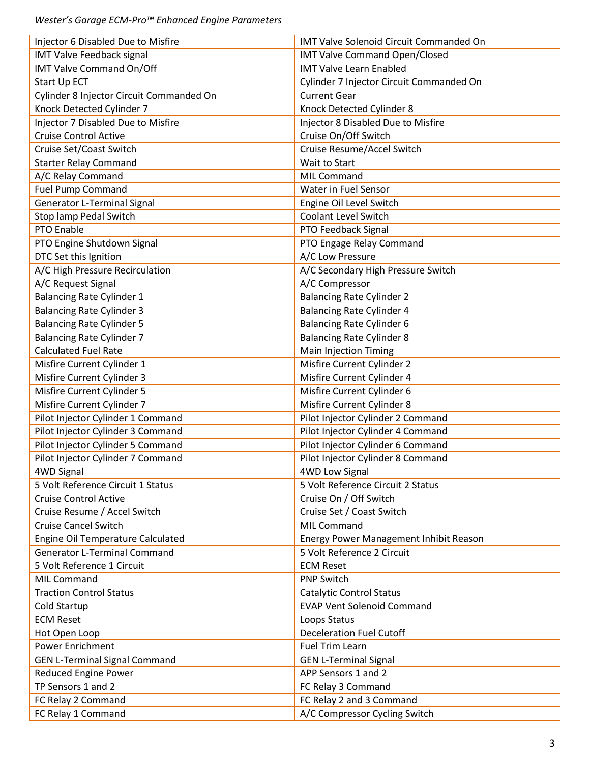| Injector 6 Disabled Due to Misfire | IMT Valve Solenoid Circuit Commanded On |
|---|---|
| IMT Valve Feedback signal | IMT Valve Command Open/Closed |
| IMT Valve Command On/Off | IMT Valve Learn Enabled |
| Start Up ECT | Cylinder 7 Injector Circuit Commanded On |
| Cylinder 8 Injector Circuit Commanded On | Current Gear |
| Knock Detected Cylinder 7 | Knock Detected Cylinder 8 |
| Injector 7 Disabled Due to Misfire | Injector 8 Disabled Due to Misfire |
| Cruise Control Active | Cruise On/Off Switch |
| Cruise Set/Coast Switch | Cruise Resume/Accel Switch |
| Starter Relay Command | Wait to Start |
| A/C Relay Command | MIL Command |
| Fuel Pump Command | Water in Fuel Sensor |
| Generator L-Terminal Signal | Engine Oil Level Switch |
| Stop lamp Pedal Switch | Coolant Level Switch |
| PTO Enable | PTO Feedback Signal |
| PTO Engine Shutdown Signal | PTO Engage Relay Command |
| DTC Set this Ignition | A/C Low Pressure |
| A/C High Pressure Recirculation | A/C Secondary High Pressure Switch |
| A/C Request Signal | A/C Compressor |
| Balancing Rate Cylinder 1 | Balancing Rate Cylinder 2 |
| Balancing Rate Cylinder 3 | Balancing Rate Cylinder 4 |
| Balancing Rate Cylinder 5 | Balancing Rate Cylinder 6 |
| Balancing Rate Cylinder 7 | Balancing Rate Cylinder 8 |
| Calculated Fuel Rate | Main Injection Timing |
| Misfire Current Cylinder 1 | Misfire Current Cylinder 2 |
| Misfire Current Cylinder 3 | Misfire Current Cylinder 4 |
| Misfire Current Cylinder 5 | Misfire Current Cylinder 6 |
| Misfire Current Cylinder 7 | Misfire Current Cylinder 8 |
| Pilot Injector Cylinder 1 Command | Pilot Injector Cylinder 2 Command |
| Pilot Injector Cylinder 3 Command | Pilot Injector Cylinder 4 Command |
| Pilot Injector Cylinder 5 Command | Pilot Injector Cylinder 6 Command |
| Pilot Injector Cylinder 7 Command | Pilot Injector Cylinder 8 Command |
| 4WD Signal | 4WD Low Signal |
| 5 Volt Reference Circuit 1 Status | 5 Volt Reference Circuit 2 Status |
| Cruise Control Active | Cruise On / Off Switch |
| Cruise Resume / Accel Switch | Cruise Set / Coast Switch |
| Cruise Cancel Switch | MIL Command |
| Engine Oil Temperature Calculated | Energy Power Management Inhibit Reason |
| Generator L-Terminal Command | 5 Volt Reference 2 Circuit |
| 5 Volt Reference 1 Circuit | ECM Reset |
| MIL Command | PNP Switch |
| Traction Control Status | Catalytic Control Status |
| Cold Startup | EVAP Vent Solenoid Command |
| ECM Reset | Loops Status |
| Hot Open Loop | Deceleration Fuel Cutoff |
| Power Enrichment | Fuel Trim Learn |
| GEN L-Terminal Signal Command | GEN L-Terminal Signal |
| Reduced Engine Power | APP Sensors 1 and 2 |
| TP Sensors 1 and 2 | FC Relay 3 Command |
| FC Relay 2 Command | FC Relay 2 and 3 Command |
| FC Relay 1 Command | A/C Compressor Cycling Switch |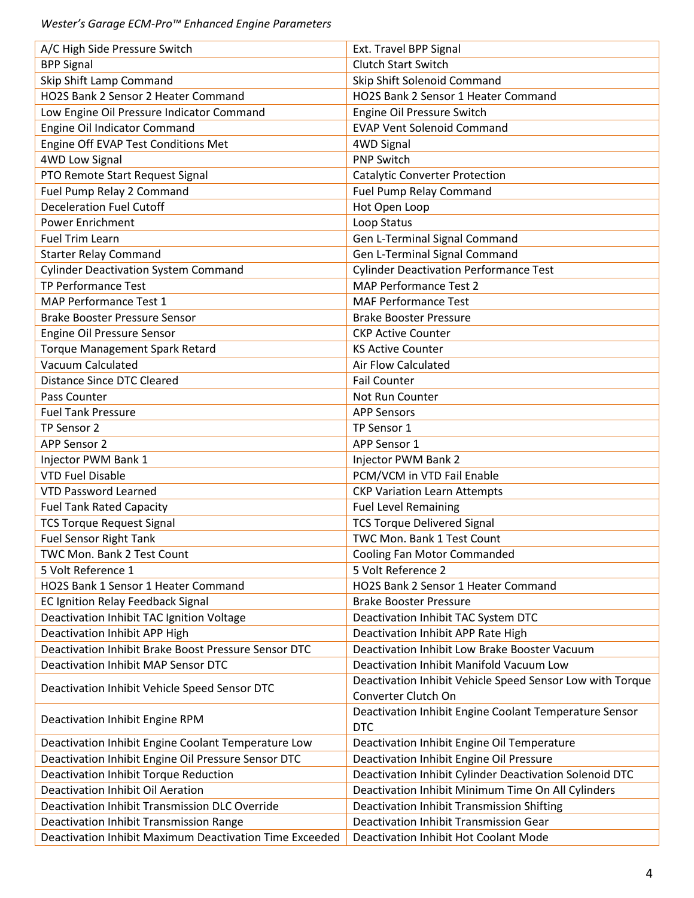| A/C High Side Pressure Switch | Ext. Travel BPP Signal |
|---|---|
| BPP Signal | Clutch Start Switch |
| Skip Shift Lamp Command | Skip Shift Solenoid Command |
| HO2S Bank 2 Sensor 2 Heater Command | HO2S Bank 2 Sensor 1 Heater Command |
| Low Engine Oil Pressure Indicator Command | Engine Oil Pressure Switch |
| Engine Oil Indicator Command | EVAP Vent Solenoid Command |
| Engine Off EVAP Test Conditions Met | 4WD Signal |
| 4WD Low Signal | PNP Switch |
| PTO Remote Start Request Signal | Catalytic Converter Protection |
| Fuel Pump Relay 2 Command | Fuel Pump Relay Command |
| Deceleration Fuel Cutoff | Hot Open Loop |
| Power Enrichment | Loop Status |
| Fuel Trim Learn | Gen L-Terminal Signal Command |
| Starter Relay Command | Gen L-Terminal Signal Command |
| Cylinder Deactivation System Command | Cylinder Deactivation Performance Test |
| TP Performance Test | MAP Performance Test 2 |
| MAP Performance Test 1 | MAF Performance Test |
| Brake Booster Pressure Sensor | Brake Booster Pressure |
| Engine Oil Pressure Sensor | CKP Active Counter |
| Torque Management Spark Retard | KS Active Counter |
| Vacuum Calculated | Air Flow Calculated |
| Distance Since DTC Cleared | Fail Counter |
| Pass Counter | Not Run Counter |
| Fuel Tank Pressure | APP Sensors |
| TP Sensor 2 | TP Sensor 1 |
| APP Sensor 2 | APP Sensor 1 |
| Injector PWM Bank 1 | Injector PWM Bank 2 |
| VTD Fuel Disable | PCM/VCM in VTD Fail Enable |
| VTD Password Learned | CKP Variation Learn Attempts |
| Fuel Tank Rated Capacity | Fuel Level Remaining |
| TCS Torque Request Signal | TCS Torque Delivered Signal |
| Fuel Sensor Right Tank | TWC Mon. Bank 1 Test Count |
| TWC Mon. Bank 2 Test Count | Cooling Fan Motor Commanded |
| 5 Volt Reference 1 | 5 Volt Reference 2 |
| HO2S Bank 1 Sensor 1 Heater Command | HO2S Bank 2 Sensor 1 Heater Command |
| EC Ignition Relay Feedback Signal | Brake Booster Pressure |
| Deactivation Inhibit TAC Ignition Voltage | Deactivation Inhibit TAC System DTC |
| Deactivation Inhibit APP High | Deactivation Inhibit APP Rate High |
| Deactivation Inhibit Brake Boost Pressure Sensor DTC | Deactivation Inhibit Low Brake Booster Vacuum |
| Deactivation Inhibit MAP Sensor DTC | Deactivation Inhibit Manifold Vacuum Low |
| Deactivation Inhibit Vehicle Speed Sensor DTC | Deactivation Inhibit Vehicle Speed Sensor Low with Torque Converter Clutch On |
| Deactivation Inhibit Engine RPM | Deactivation Inhibit Engine Coolant Temperature Sensor DTC |
| Deactivation Inhibit Engine Coolant Temperature Low | Deactivation Inhibit Engine Oil Temperature |
| Deactivation Inhibit Engine Oil Pressure Sensor DTC | Deactivation Inhibit Engine Oil Pressure |
| Deactivation Inhibit Torque Reduction | Deactivation Inhibit Cylinder Deactivation Solenoid DTC |
| Deactivation Inhibit Oil Aeration | Deactivation Inhibit Minimum Time On All Cylinders |
| Deactivation Inhibit Transmission DLC Override | Deactivation Inhibit Transmission Shifting |
| Deactivation Inhibit Transmission Range | Deactivation Inhibit Transmission Gear |
| Deactivation Inhibit Maximum Deactivation Time Exceeded | Deactivation Inhibit Hot Coolant Mode |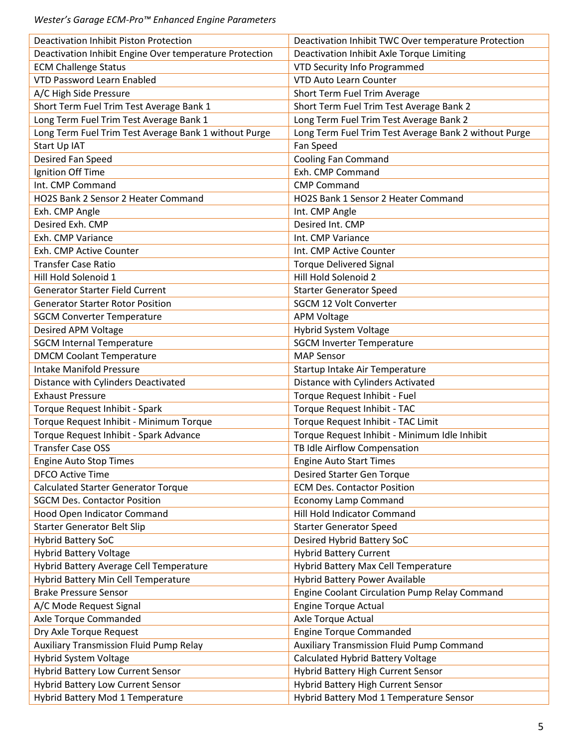| Deactivation Inhibit Piston Protection | Deactivation Inhibit TWC Over temperature Protection |
|---|---|
| Deactivation Inhibit Engine Over temperature Protection | Deactivation Inhibit Axle Torque Limiting |
| ECM Challenge Status | VTD Security Info Programmed |
| VTD Password Learn Enabled | VTD Auto Learn Counter |
| A/C High Side Pressure | Short Term Fuel Trim Average |
| Short Term Fuel Trim Test Average Bank 1 | Short Term Fuel Trim Test Average Bank 2 |
| Long Term Fuel Trim Test Average Bank 1 | Long Term Fuel Trim Test Average Bank 2 |
| Long Term Fuel Trim Test Average Bank 1 without Purge | Long Term Fuel Trim Test Average Bank 2 without Purge |
| Start Up IAT | Fan Speed |
| Desired Fan Speed | Cooling Fan Command |
| Ignition Off Time | Exh. CMP Command |
| Int. CMP Command | CMP Command |
| HO2S Bank 2 Sensor 2 Heater Command | HO2S Bank 1 Sensor 2 Heater Command |
| Exh. CMP Angle | Int. CMP Angle |
| Desired Exh. CMP | Desired Int. CMP |
| Exh. CMP Variance | Int. CMP Variance |
| Exh. CMP Active Counter | Int. CMP Active Counter |
| Transfer Case Ratio | Torque Delivered Signal |
| Hill Hold Solenoid 1 | Hill Hold Solenoid 2 |
| Generator Starter Field Current | Starter Generator Speed |
| Generator Starter Rotor Position | SGCM 12 Volt Converter |
| SGCM Converter Temperature | APM Voltage |
| Desired APM Voltage | Hybrid System Voltage |
| SGCM Internal Temperature | SGCM Inverter Temperature |
| DMCM Coolant Temperature | MAP Sensor |
| Intake Manifold Pressure | Startup Intake Air Temperature |
| Distance with Cylinders Deactivated | Distance with Cylinders Activated |
| Exhaust Pressure | Torque Request Inhibit - Fuel |
| Torque Request Inhibit - Spark | Torque Request Inhibit - TAC |
| Torque Request Inhibit - Minimum Torque | Torque Request Inhibit - TAC Limit |
| Torque Request Inhibit - Spark Advance | Torque Request Inhibit - Minimum Idle Inhibit |
| Transfer Case OSS | TB Idle Airflow Compensation |
| Engine Auto Stop Times | Engine Auto Start Times |
| DFCO Active Time | Desired Starter Gen Torque |
| Calculated Starter Generator Torque | ECM Des. Contactor Position |
| SGCM Des. Contactor Position | Economy Lamp Command |
| Hood Open Indicator Command | Hill Hold Indicator Command |
| Starter Generator Belt Slip | Starter Generator Speed |
| Hybrid Battery SoC | Desired Hybrid Battery SoC |
| Hybrid Battery Voltage | Hybrid Battery Current |
| Hybrid Battery Average Cell Temperature | Hybrid Battery Max Cell Temperature |
| Hybrid Battery Min Cell Temperature | Hybrid Battery Power Available |
| Brake Pressure Sensor | Engine Coolant Circulation Pump Relay Command |
| A/C Mode Request Signal | Engine Torque Actual |
| Axle Torque Commanded | Axle Torque Actual |
| Dry Axle Torque Request | Engine Torque Commanded |
| Auxiliary Transmission Fluid Pump Relay | Auxiliary Transmission Fluid Pump Command |
| Hybrid System Voltage | Calculated Hybrid Battery Voltage |
| Hybrid Battery Low Current Sensor | Hybrid Battery High Current Sensor |
| Hybrid Battery Low Current Sensor | Hybrid Battery High Current Sensor |
| Hybrid Battery Mod 1 Temperature | Hybrid Battery Mod 1 Temperature Sensor |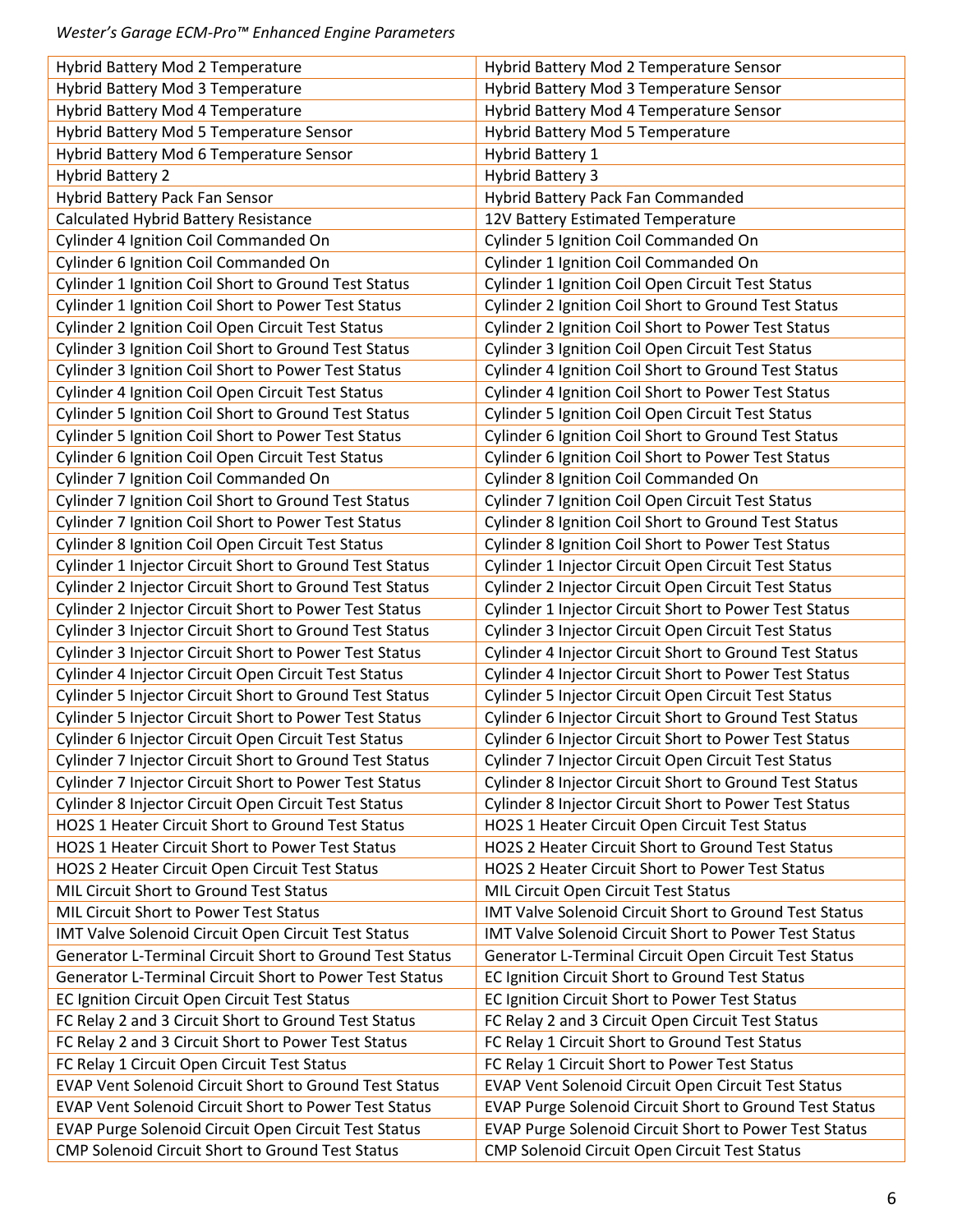| Hybrid Battery Mod 2 Temperature | Hybrid Battery Mod 2 Temperature Sensor |
|---|---|
| Hybrid Battery Mod 3 Temperature | Hybrid Battery Mod 3 Temperature Sensor |
| Hybrid Battery Mod 4 Temperature | Hybrid Battery Mod 4 Temperature Sensor |
| Hybrid Battery Mod 5 Temperature Sensor | Hybrid Battery Mod 5 Temperature |
| Hybrid Battery Mod 6 Temperature Sensor | Hybrid Battery 1 |
| Hybrid Battery 2 | Hybrid Battery 3 |
| Hybrid Battery Pack Fan Sensor | Hybrid Battery Pack Fan Commanded |
| Calculated Hybrid Battery Resistance | 12V Battery Estimated Temperature |
| Cylinder 4 Ignition Coil Commanded On | Cylinder 5 Ignition Coil Commanded On |
| Cylinder 6 Ignition Coil Commanded On | Cylinder 1 Ignition Coil Commanded On |
| Cylinder 1 Ignition Coil Short to Ground Test Status | Cylinder 1 Ignition Coil Open Circuit Test Status |
| Cylinder 1 Ignition Coil Short to Power Test Status | Cylinder 2 Ignition Coil Short to Ground Test Status |
| Cylinder 2 Ignition Coil Open Circuit Test Status | Cylinder 2 Ignition Coil Short to Power Test Status |
| Cylinder 3 Ignition Coil Short to Ground Test Status | Cylinder 3 Ignition Coil Open Circuit Test Status |
| Cylinder 3 Ignition Coil Short to Power Test Status | Cylinder 4 Ignition Coil Short to Ground Test Status |
| Cylinder 4 Ignition Coil Open Circuit Test Status | Cylinder 4 Ignition Coil Short to Power Test Status |
| Cylinder 5 Ignition Coil Short to Ground Test Status | Cylinder 5 Ignition Coil Open Circuit Test Status |
| Cylinder 5 Ignition Coil Short to Power Test Status | Cylinder 6 Ignition Coil Short to Ground Test Status |
| Cylinder 6 Ignition Coil Open Circuit Test Status | Cylinder 6 Ignition Coil Short to Power Test Status |
| Cylinder 7 Ignition Coil Commanded On | Cylinder 8 Ignition Coil Commanded On |
| Cylinder 7 Ignition Coil Short to Ground Test Status | Cylinder 7 Ignition Coil Open Circuit Test Status |
| Cylinder 7 Ignition Coil Short to Power Test Status | Cylinder 8 Ignition Coil Short to Ground Test Status |
| Cylinder 8 Ignition Coil Open Circuit Test Status | Cylinder 8 Ignition Coil Short to Power Test Status |
| Cylinder 1 Injector Circuit Short to Ground Test Status | Cylinder 1 Injector Circuit Open Circuit Test Status |
| Cylinder 2 Injector Circuit Short to Ground Test Status | Cylinder 2 Injector Circuit Open Circuit Test Status |
| Cylinder 2 Injector Circuit Short to Power Test Status | Cylinder 1 Injector Circuit Short to Power Test Status |
| Cylinder 3 Injector Circuit Short to Ground Test Status | Cylinder 3 Injector Circuit Open Circuit Test Status |
| Cylinder 3 Injector Circuit Short to Power Test Status | Cylinder 4 Injector Circuit Short to Ground Test Status |
| Cylinder 4 Injector Circuit Open Circuit Test Status | Cylinder 4 Injector Circuit Short to Power Test Status |
| Cylinder 5 Injector Circuit Short to Ground Test Status | Cylinder 5 Injector Circuit Open Circuit Test Status |
| Cylinder 5 Injector Circuit Short to Power Test Status | Cylinder 6 Injector Circuit Short to Ground Test Status |
| Cylinder 6 Injector Circuit Open Circuit Test Status | Cylinder 6 Injector Circuit Short to Power Test Status |
| Cylinder 7 Injector Circuit Short to Ground Test Status | Cylinder 7 Injector Circuit Open Circuit Test Status |
| Cylinder 7 Injector Circuit Short to Power Test Status | Cylinder 8 Injector Circuit Short to Ground Test Status |
| Cylinder 8 Injector Circuit Open Circuit Test Status | Cylinder 8 Injector Circuit Short to Power Test Status |
| HO2S 1 Heater Circuit Short to Ground Test Status | HO2S 1 Heater Circuit Open Circuit Test Status |
| HO2S 1 Heater Circuit Short to Power Test Status | HO2S 2 Heater Circuit Short to Ground Test Status |
| HO2S 2 Heater Circuit Open Circuit Test Status | HO2S 2 Heater Circuit Short to Power Test Status |
| MIL Circuit Short to Ground Test Status | MIL Circuit Open Circuit Test Status |
| MIL Circuit Short to Power Test Status | IMT Valve Solenoid Circuit Short to Ground Test Status |
| IMT Valve Solenoid Circuit Open Circuit Test Status | IMT Valve Solenoid Circuit Short to Power Test Status |
| Generator L-Terminal Circuit Short to Ground Test Status | Generator L-Terminal Circuit Open Circuit Test Status |
| Generator L-Terminal Circuit Short to Power Test Status | EC Ignition Circuit Short to Ground Test Status |
| EC Ignition Circuit Open Circuit Test Status | EC Ignition Circuit Short to Power Test Status |
| FC Relay 2 and 3 Circuit Short to Ground Test Status | FC Relay 2 and 3 Circuit Open Circuit Test Status |
| FC Relay 2 and 3 Circuit Short to Power Test Status | FC Relay 1 Circuit Short to Ground Test Status |
| FC Relay 1 Circuit Open Circuit Test Status | FC Relay 1 Circuit Short to Power Test Status |
| EVAP Vent Solenoid Circuit Short to Ground Test Status | EVAP Vent Solenoid Circuit Open Circuit Test Status |
| EVAP Vent Solenoid Circuit Short to Power Test Status | EVAP Purge Solenoid Circuit Short to Ground Test Status |
| EVAP Purge Solenoid Circuit Open Circuit Test Status | EVAP Purge Solenoid Circuit Short to Power Test Status |
| CMP Solenoid Circuit Short to Ground Test Status | CMP Solenoid Circuit Open Circuit Test Status |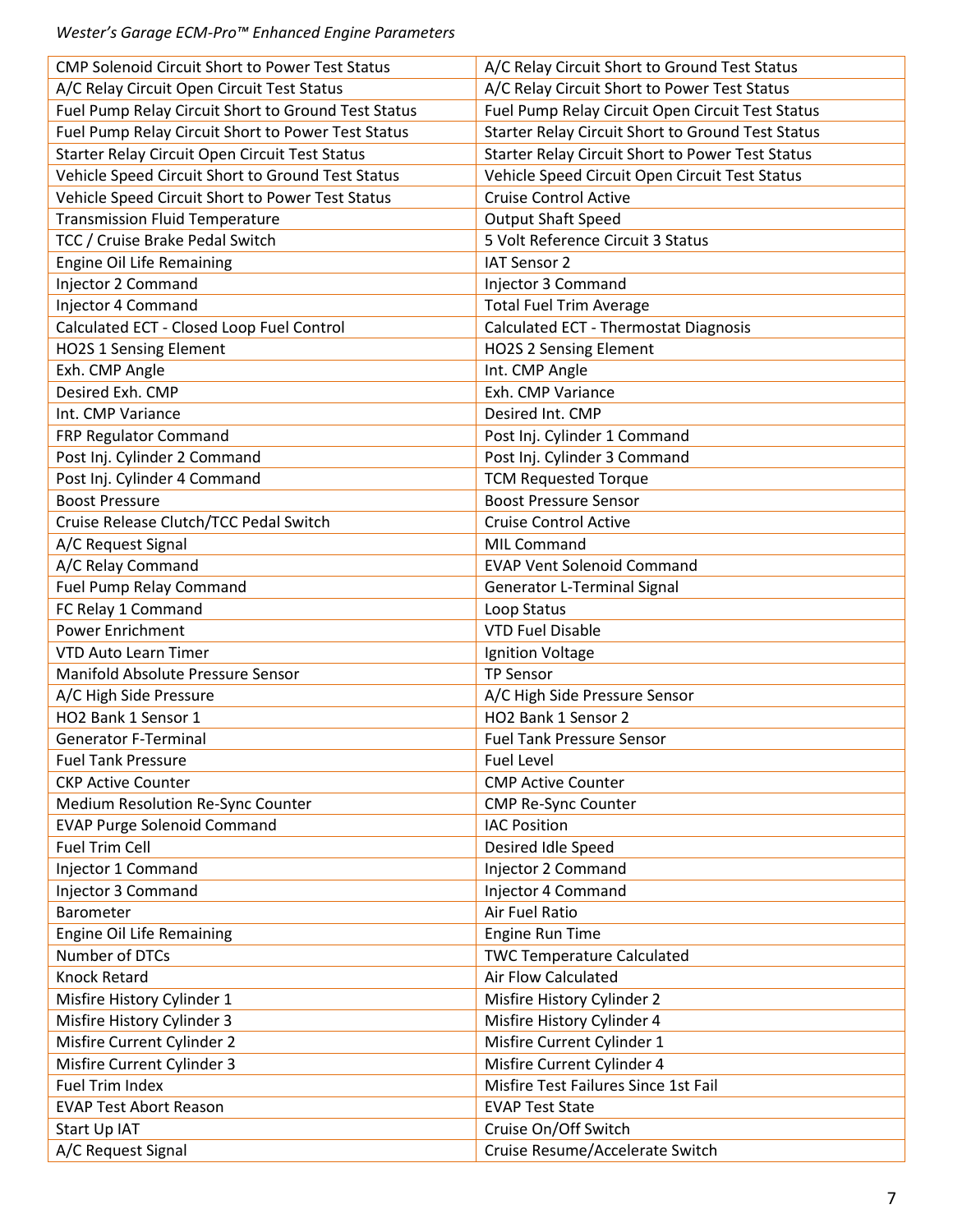| CMP Solenoid Circuit Short to Power Test Status | A/C Relay Circuit Short to Ground Test Status |
|---|---|
| A/C Relay Circuit Open Circuit Test Status | A/C Relay Circuit Short to Power Test Status |
| Fuel Pump Relay Circuit Short to Ground Test Status | Fuel Pump Relay Circuit Open Circuit Test Status |
| Fuel Pump Relay Circuit Short to Power Test Status | Starter Relay Circuit Short to Ground Test Status |
| Starter Relay Circuit Open Circuit Test Status | Starter Relay Circuit Short to Power Test Status |
| Vehicle Speed Circuit Short to Ground Test Status | Vehicle Speed Circuit Open Circuit Test Status |
| Vehicle Speed Circuit Short to Power Test Status | Cruise Control Active |
| Transmission Fluid Temperature | Output Shaft Speed |
| TCC / Cruise Brake Pedal Switch | 5 Volt Reference Circuit 3 Status |
| Engine Oil Life Remaining | IAT Sensor 2 |
| Injector 2 Command | Injector 3 Command |
| Injector 4 Command | Total Fuel Trim Average |
| Calculated ECT - Closed Loop Fuel Control | Calculated ECT - Thermostat Diagnosis |
| HO2S 1 Sensing Element | HO2S 2 Sensing Element |
| Exh. CMP Angle | Int. CMP Angle |
| Desired Exh. CMP | Exh. CMP Variance |
| Int. CMP Variance | Desired Int. CMP |
| FRP Regulator Command | Post Inj. Cylinder 1 Command |
| Post Inj. Cylinder 2 Command | Post Inj. Cylinder 3 Command |
| Post Inj. Cylinder 4 Command | TCM Requested Torque |
| Boost Pressure | Boost Pressure Sensor |
| Cruise Release Clutch/TCC Pedal Switch | Cruise Control Active |
| A/C Request Signal | MIL Command |
| A/C Relay Command | EVAP Vent Solenoid Command |
| Fuel Pump Relay Command | Generator L-Terminal Signal |
| FC Relay 1 Command | Loop Status |
| Power Enrichment | VTD Fuel Disable |
| VTD Auto Learn Timer | Ignition Voltage |
| Manifold Absolute Pressure Sensor | TP Sensor |
| A/C High Side Pressure | A/C High Side Pressure Sensor |
| HO2 Bank 1 Sensor 1 | HO2 Bank 1 Sensor 2 |
| Generator F-Terminal | Fuel Tank Pressure Sensor |
| Fuel Tank Pressure | Fuel Level |
| CKP Active Counter | CMP Active Counter |
| Medium Resolution Re-Sync Counter | CMP Re-Sync Counter |
| EVAP Purge Solenoid Command | IAC Position |
| Fuel Trim Cell | Desired Idle Speed |
| Injector 1 Command | Injector 2 Command |
| Injector 3 Command | Injector 4 Command |
| Barometer | Air Fuel Ratio |
| Engine Oil Life Remaining | Engine Run Time |
| Number of DTCs | TWC Temperature Calculated |
| Knock Retard | Air Flow Calculated |
| Misfire History Cylinder 1 | Misfire History Cylinder 2 |
| Misfire History Cylinder 3 | Misfire History Cylinder 4 |
| Misfire Current Cylinder 2 | Misfire Current Cylinder 1 |
| Misfire Current Cylinder 3 | Misfire Current Cylinder 4 |
| Fuel Trim Index | Misfire Test Failures Since 1st Fail |
| EVAP Test Abort Reason | EVAP Test State |
| Start Up IAT | Cruise On/Off Switch |
| A/C Request Signal | Cruise Resume/Accelerate Switch |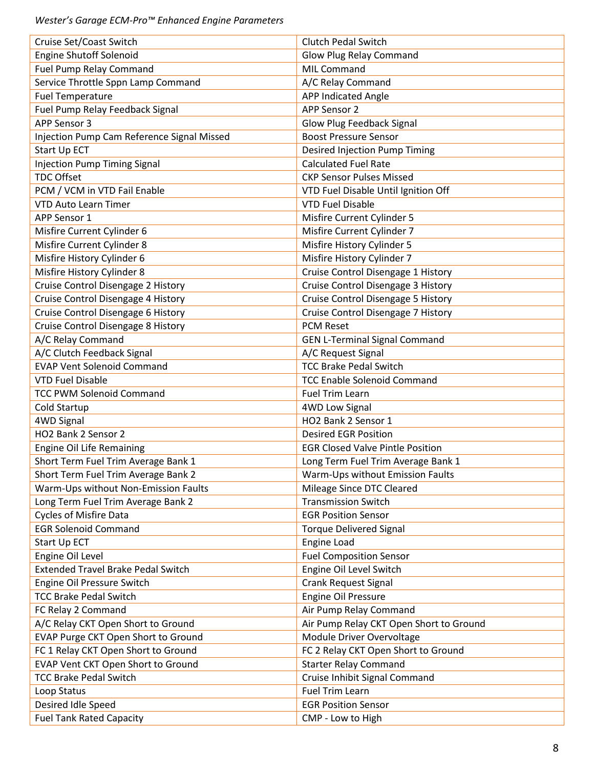| Cruise Set/Coast Switch | Clutch Pedal Switch |
|---|---|
| Engine Shutoff Solenoid | Glow Plug Relay Command |
| Fuel Pump Relay Command | MIL Command |
| Service Throttle Sppn Lamp Command | A/C Relay Command |
| Fuel Temperature | APP Indicated Angle |
| Fuel Pump Relay Feedback Signal | APP Sensor 2 |
| APP Sensor 3 | Glow Plug Feedback Signal |
| Injection Pump Cam Reference Signal Missed | Boost Pressure Sensor |
| Start Up ECT | Desired Injection Pump Timing |
| Injection Pump Timing Signal | Calculated Fuel Rate |
| TDC Offset | CKP Sensor Pulses Missed |
| PCM / VCM in VTD Fail Enable | VTD Fuel Disable Until Ignition Off |
| VTD Auto Learn Timer | VTD Fuel Disable |
| APP Sensor 1 | Misfire Current Cylinder 5 |
| Misfire Current Cylinder 6 | Misfire Current Cylinder 7 |
| Misfire Current Cylinder 8 | Misfire History Cylinder 5 |
| Misfire History Cylinder 6 | Misfire History Cylinder 7 |
| Misfire History Cylinder 8 | Cruise Control Disengage 1 History |
| Cruise Control Disengage 2 History | Cruise Control Disengage 3 History |
| Cruise Control Disengage 4 History | Cruise Control Disengage 5 History |
| Cruise Control Disengage 6 History | Cruise Control Disengage 7 History |
| Cruise Control Disengage 8 History | PCM Reset |
| A/C Relay Command | GEN L-Terminal Signal Command |
| A/C Clutch Feedback Signal | A/C Request Signal |
| EVAP Vent Solenoid Command | TCC Brake Pedal Switch |
| VTD Fuel Disable | TCC Enable Solenoid Command |
| TCC PWM Solenoid Command | Fuel Trim Learn |
| Cold Startup | 4WD Low Signal |
| 4WD Signal | HO2 Bank 2 Sensor 1 |
| HO2 Bank 2 Sensor 2 | Desired EGR Position |
| Engine Oil Life Remaining | EGR Closed Valve Pintle Position |
| Short Term Fuel Trim Average Bank 1 | Long Term Fuel Trim Average Bank 1 |
| Short Term Fuel Trim Average Bank 2 | Warm-Ups without Emission Faults |
| Warm-Ups without Non-Emission Faults | Mileage Since DTC Cleared |
| Long Term Fuel Trim Average Bank 2 | Transmission Switch |
| Cycles of Misfire Data | EGR Position Sensor |
| EGR Solenoid Command | Torque Delivered Signal |
| Start Up ECT | Engine Load |
| Engine Oil Level | Fuel Composition Sensor |
| Extended Travel Brake Pedal Switch | Engine Oil Level Switch |
| Engine Oil Pressure Switch | Crank Request Signal |
| TCC Brake Pedal Switch | Engine Oil Pressure |
| FC Relay 2 Command | Air Pump Relay Command |
| A/C Relay CKT Open Short to Ground | Air Pump Relay CKT Open Short to Ground |
| EVAP Purge CKT Open Short to Ground | Module Driver Overvoltage |
| FC 1 Relay CKT Open Short to Ground | FC 2 Relay CKT Open Short to Ground |
| EVAP Vent CKT Open Short to Ground | Starter Relay Command |
| TCC Brake Pedal Switch | Cruise Inhibit Signal Command |
| Loop Status | Fuel Trim Learn |
| Desired Idle Speed | EGR Position Sensor |
| Fuel Tank Rated Capacity | CMP - Low to High |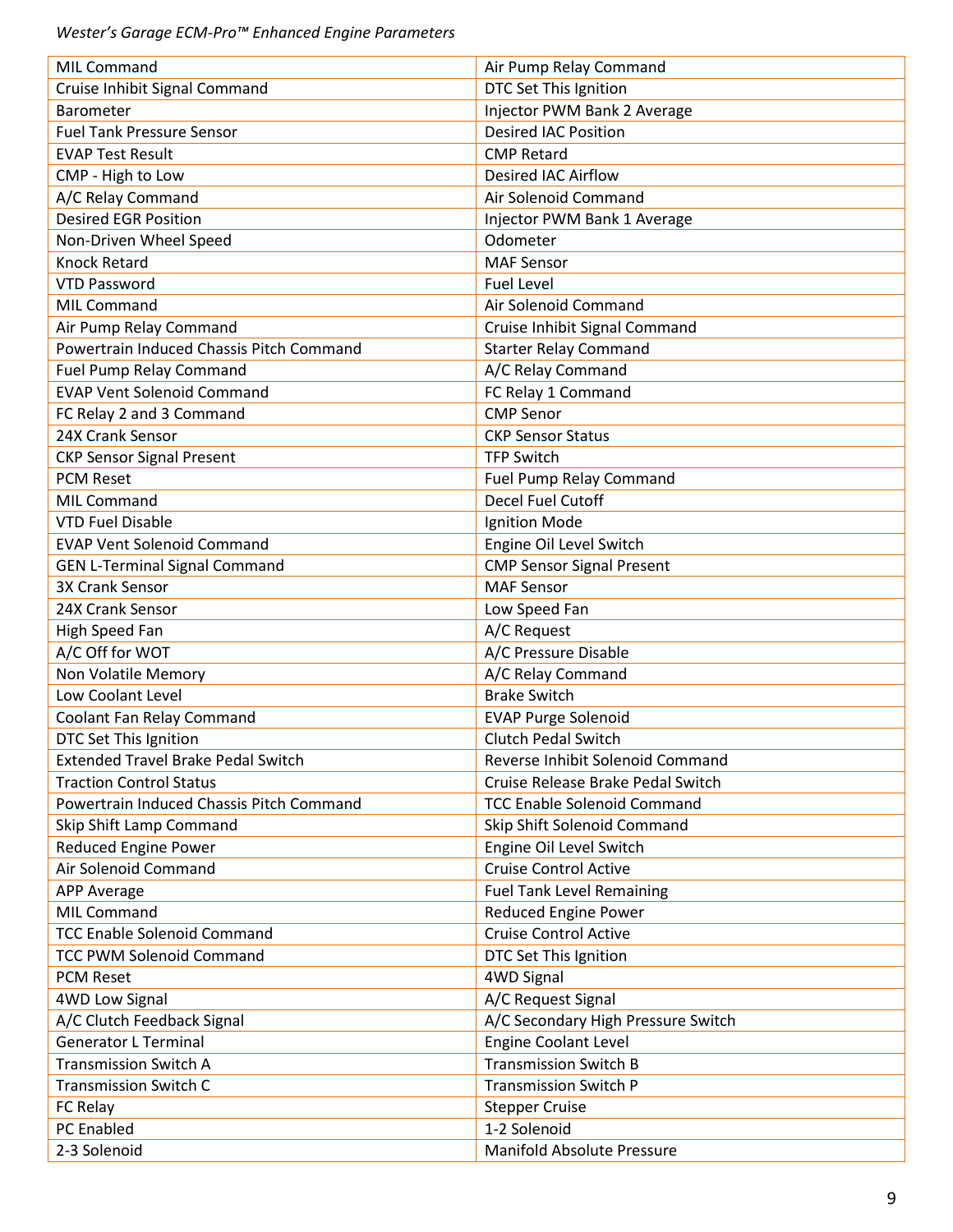| MIL Command | Air Pump Relay Command |
| --- | --- |
| Cruise Inhibit Signal Command | DTC Set This Ignition |
| Barometer | Injector PWM Bank 2 Average |
| Fuel Tank Pressure Sensor | Desired IAC Position |
| EVAP Test Result | CMP Retard |
| CMP - High to Low | Desired IAC Airflow |
| A/C Relay Command | Air Solenoid Command |
| Desired EGR Position | Injector PWM Bank 1 Average |
| Non-Driven Wheel Speed | Odometer |
| Knock Retard | MAF Sensor |
| VTD Password | Fuel Level |
| MIL Command | Air Solenoid Command |
| Air Pump Relay Command | Cruise Inhibit Signal Command |
| Powertrain Induced Chassis Pitch Command | Starter Relay Command |
| Fuel Pump Relay Command | A/C Relay Command |
| EVAP Vent Solenoid Command | FC Relay 1 Command |
| FC Relay 2 and 3 Command | CMP Senor |
| 24X Crank Sensor | CKP Sensor Status |
| CKP Sensor Signal Present | TFP Switch |
| PCM Reset | Fuel Pump Relay Command |
| MIL Command | Decel Fuel Cutoff |
| VTD Fuel Disable | Ignition Mode |
| EVAP Vent Solenoid Command | Engine Oil Level Switch |
| GEN L-Terminal Signal Command | CMP Sensor Signal Present |
| 3X Crank Sensor | MAF Sensor |
| 24X Crank Sensor | Low Speed Fan |
| High Speed Fan | A/C Request |
| A/C Off for WOT | A/C Pressure Disable |
| Non Volatile Memory | A/C Relay Command |
| Low Coolant Level | Brake Switch |
| Coolant Fan Relay Command | EVAP Purge Solenoid |
| DTC Set This Ignition | Clutch Pedal Switch |
| Extended Travel Brake Pedal Switch | Reverse Inhibit Solenoid Command |
| Traction Control Status | Cruise Release Brake Pedal Switch |
| Powertrain Induced Chassis Pitch Command | TCC Enable Solenoid Command |
| Skip Shift Lamp Command | Skip Shift Solenoid Command |
| Reduced Engine Power | Engine Oil Level Switch |
| Air Solenoid Command | Cruise Control Active |
| APP Average | Fuel Tank Level Remaining |
| MIL Command | Reduced Engine Power |
| TCC Enable Solenoid Command | Cruise Control Active |
| TCC PWM Solenoid Command | DTC Set This Ignition |
| PCM Reset | 4WD Signal |
| 4WD Low Signal | A/C Request Signal |
| A/C Clutch Feedback Signal | A/C Secondary High Pressure Switch |
| Generator L Terminal | Engine Coolant Level |
| Transmission Switch A | Transmission Switch B |
| Transmission Switch C | Transmission Switch P |
| FC Relay | Stepper Cruise |
| PC Enabled | 1-2 Solenoid |
| 2-3 Solenoid | Manifold Absolute Pressure |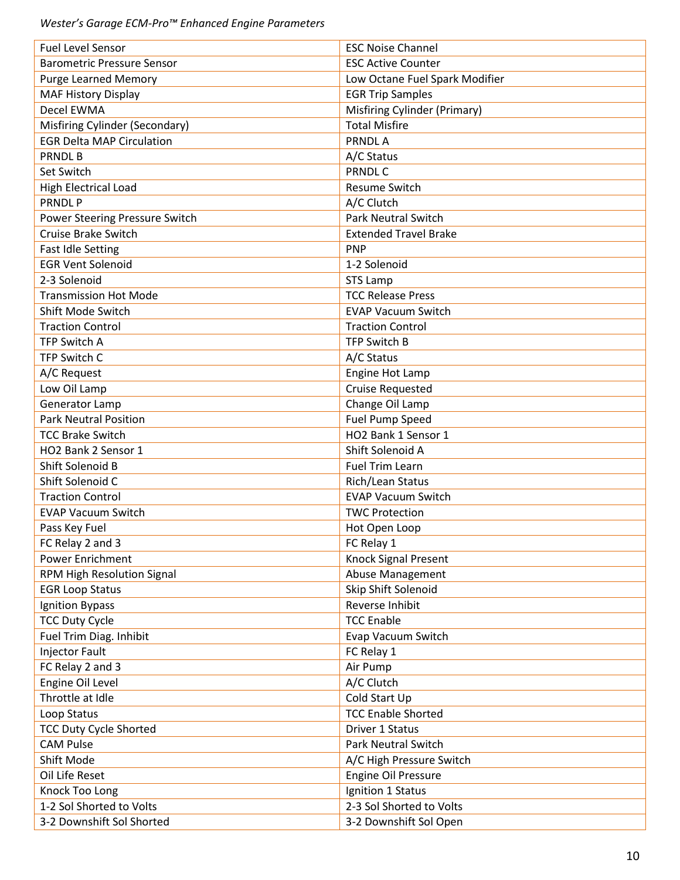| Fuel Level Sensor | ESC Noise Channel |
|---|---|
| Barometric Pressure Sensor | ESC Active Counter |
| Purge Learned Memory | Low Octane Fuel Spark Modifier |
| MAF History Display | EGR Trip Samples |
| Decel EWMA | Misfiring Cylinder (Primary) |
| Misfiring Cylinder (Secondary) | Total Misfire |
| EGR Delta MAP Circulation | PRNDL A |
| PRNDL B | A/C Status |
| Set Switch | PRNDL C |
| High Electrical Load | Resume Switch |
| PRNDL P | A/C Clutch |
| Power Steering Pressure Switch | Park Neutral Switch |
| Cruise Brake Switch | Extended Travel Brake |
| Fast Idle Setting | PNP |
| EGR Vent Solenoid | 1-2 Solenoid |
| 2-3 Solenoid | STS Lamp |
| Transmission Hot Mode | TCC Release Press |
| Shift Mode Switch | EVAP Vacuum Switch |
| Traction Control | Traction Control |
| TFP Switch A | TFP Switch B |
| TFP Switch C | A/C Status |
| A/C Request | Engine Hot Lamp |
| Low Oil Lamp | Cruise Requested |
| Generator Lamp | Change Oil Lamp |
| Park Neutral Position | Fuel Pump Speed |
| TCC Brake Switch | HO2 Bank 1 Sensor 1 |
| HO2 Bank 2 Sensor 1 | Shift Solenoid A |
| Shift Solenoid B | Fuel Trim Learn |
| Shift Solenoid C | Rich/Lean Status |
| Traction Control | EVAP Vacuum Switch |
| EVAP Vacuum Switch | TWC Protection |
| Pass Key Fuel | Hot Open Loop |
| FC Relay 2 and 3 | FC Relay 1 |
| Power Enrichment | Knock Signal Present |
| RPM High Resolution Signal | Abuse Management |
| EGR Loop Status | Skip Shift Solenoid |
| Ignition Bypass | Reverse Inhibit |
| TCC Duty Cycle | TCC Enable |
| Fuel Trim Diag. Inhibit | Evap Vacuum Switch |
| Injector Fault | FC Relay 1 |
| FC Relay 2 and 3 | Air Pump |
| Engine Oil Level | A/C Clutch |
| Throttle at Idle | Cold Start Up |
| Loop Status | TCC Enable Shorted |
| TCC Duty Cycle Shorted | Driver 1 Status |
| CAM Pulse | Park Neutral Switch |
| Shift Mode | A/C High Pressure Switch |
| Oil Life Reset | Engine Oil Pressure |
| Knock Too Long | Ignition 1 Status |
| 1-2 Sol Shorted to Volts | 2-3 Sol Shorted to Volts |
| 3-2 Downshift Sol Shorted | 3-2 Downshift Sol Open |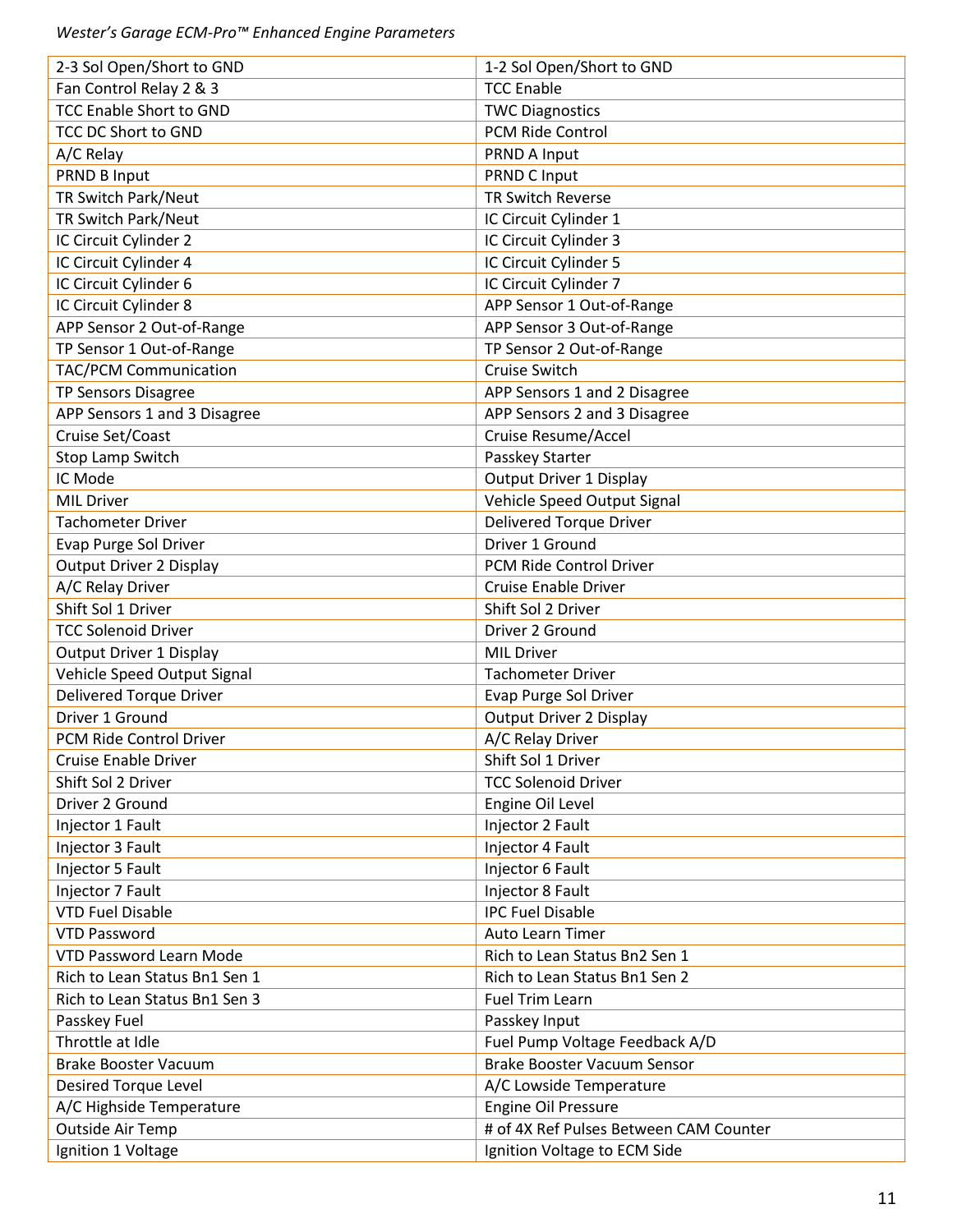| 2-3 Sol Open/Short to GND | 1-2 Sol Open/Short to GND |
|---|---|
| Fan Control Relay 2 & 3 | TCC Enable |
| TCC Enable Short to GND | TWC Diagnostics |
| TCC DC Short to GND | PCM Ride Control |
| A/C Relay | PRND A Input |
| PRND B Input | PRND C Input |
| TR Switch Park/Neut | TR Switch Reverse |
| TR Switch Park/Neut | IC Circuit Cylinder 1 |
| IC Circuit Cylinder 2 | IC Circuit Cylinder 3 |
| IC Circuit Cylinder 4 | IC Circuit Cylinder 5 |
| IC Circuit Cylinder 6 | IC Circuit Cylinder 7 |
| IC Circuit Cylinder 8 | APP Sensor 1 Out-of-Range |
| APP Sensor 2 Out-of-Range | APP Sensor 3 Out-of-Range |
| TP Sensor 1 Out-of-Range | TP Sensor 2 Out-of-Range |
| TAC/PCM Communication | Cruise Switch |
| TP Sensors Disagree | APP Sensors 1 and 2 Disagree |
| APP Sensors 1 and 3 Disagree | APP Sensors 2 and 3 Disagree |
| Cruise Set/Coast | Cruise Resume/Accel |
| Stop Lamp Switch | Passkey Starter |
| IC Mode | Output Driver 1 Display |
| MIL Driver | Vehicle Speed Output Signal |
| Tachometer Driver | Delivered Torque Driver |
| Evap Purge Sol Driver | Driver 1 Ground |
| Output Driver 2 Display | PCM Ride Control Driver |
| A/C Relay Driver | Cruise Enable Driver |
| Shift Sol 1 Driver | Shift Sol 2 Driver |
| TCC Solenoid Driver | Driver 2 Ground |
| Output Driver 1 Display | MIL Driver |
| Vehicle Speed Output Signal | Tachometer Driver |
| Delivered Torque Driver | Evap Purge Sol Driver |
| Driver 1 Ground | Output Driver 2 Display |
| PCM Ride Control Driver | A/C Relay Driver |
| Cruise Enable Driver | Shift Sol 1 Driver |
| Shift Sol 2 Driver | TCC Solenoid Driver |
| Driver 2 Ground | Engine Oil Level |
| Injector 1 Fault | Injector 2 Fault |
| Injector 3 Fault | Injector 4 Fault |
| Injector 5 Fault | Injector 6 Fault |
| Injector 7 Fault | Injector 8 Fault |
| VTD Fuel Disable | IPC Fuel Disable |
| VTD Password | Auto Learn Timer |
| VTD Password Learn Mode | Rich to Lean Status Bn2 Sen 1 |
| Rich to Lean Status Bn1 Sen 1 | Rich to Lean Status Bn1 Sen 2 |
| Rich to Lean Status Bn1 Sen 3 | Fuel Trim Learn |
| Passkey Fuel | Passkey Input |
| Throttle at Idle | Fuel Pump Voltage Feedback A/D |
| Brake Booster Vacuum | Brake Booster Vacuum Sensor |
| Desired Torque Level | A/C Lowside Temperature |
| A/C Highside Temperature | Engine Oil Pressure |
| Outside Air Temp | # of 4X Ref Pulses Between CAM Counter |
| Ignition 1 Voltage | Ignition Voltage to ECM Side |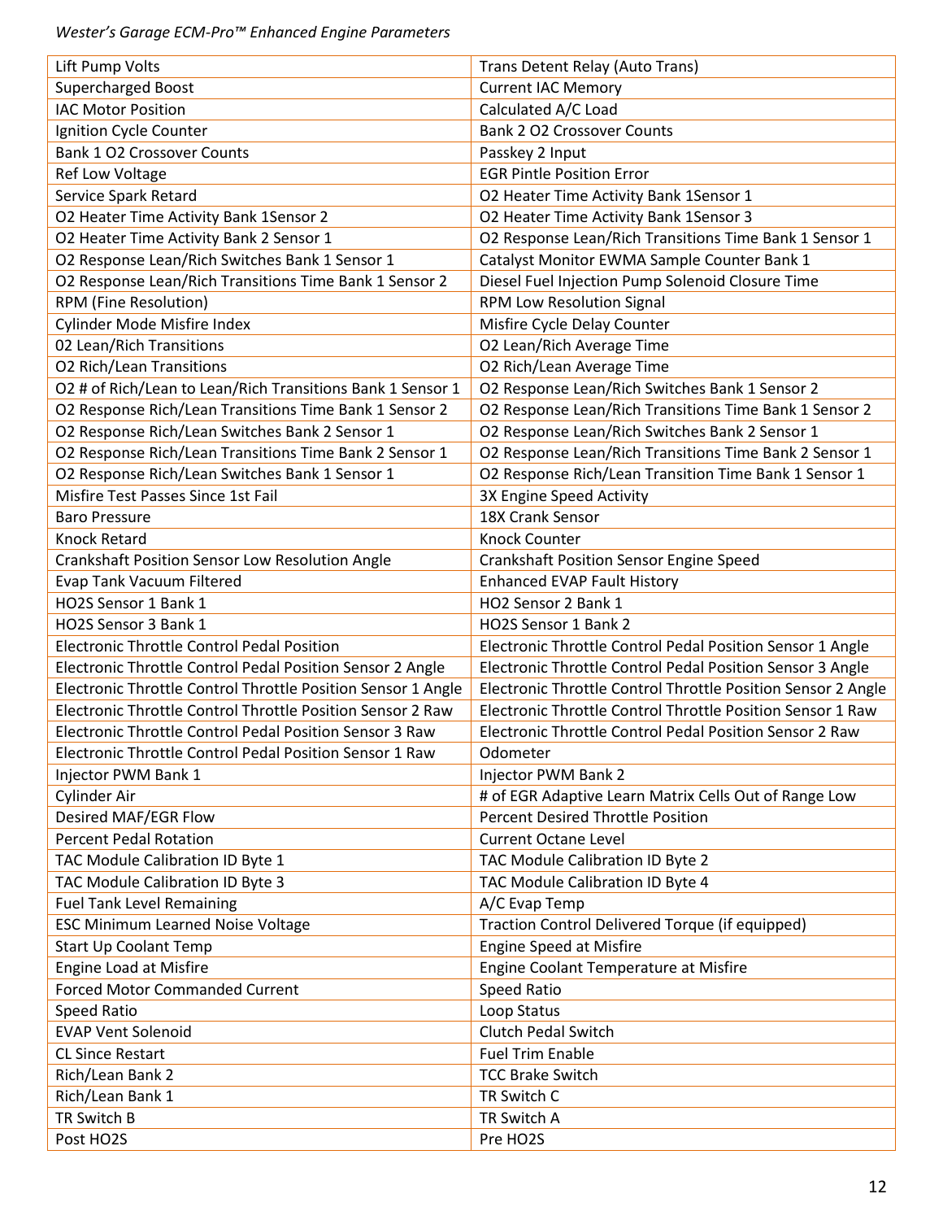| Lift Pump Volts | Trans Detent Relay (Auto Trans) |
|---|---|
| Supercharged Boost | Current IAC Memory |
| IAC Motor Position | Calculated A/C Load |
| Ignition Cycle Counter | Bank 2 O2 Crossover Counts |
| Bank 1 O2 Crossover Counts | Passkey 2 Input |
| Ref Low Voltage | EGR Pintle Position Error |
| Service Spark Retard | O2 Heater Time Activity Bank 1Sensor 1 |
| O2 Heater Time Activity Bank 1Sensor 2 | O2 Heater Time Activity Bank 1Sensor 3 |
| O2 Heater Time Activity Bank 2 Sensor 1 | O2 Response Lean/Rich Transitions Time Bank 1 Sensor 1 |
| O2 Response Lean/Rich Switches Bank 1 Sensor 1 | Catalyst Monitor EWMA Sample Counter Bank 1 |
| O2 Response Lean/Rich Transitions Time Bank 1 Sensor 2 | Diesel Fuel Injection Pump Solenoid Closure Time |
| RPM (Fine Resolution) | RPM Low Resolution Signal |
| Cylinder Mode Misfire Index | Misfire Cycle Delay Counter |
| 02 Lean/Rich Transitions | O2 Lean/Rich Average Time |
| O2 Rich/Lean Transitions | O2 Rich/Lean Average Time |
| O2 # of Rich/Lean to Lean/Rich Transitions Bank 1 Sensor 1 | O2 Response Lean/Rich Switches Bank 1 Sensor 2 |
| O2 Response Rich/Lean Transitions Time Bank 1 Sensor 2 | O2 Response Lean/Rich Transitions Time Bank 1 Sensor 2 |
| O2 Response Rich/Lean Switches Bank 2 Sensor 1 | O2 Response Lean/Rich Switches Bank 2 Sensor 1 |
| O2 Response Rich/Lean Transitions Time Bank 2 Sensor 1 | O2 Response Lean/Rich Transitions Time Bank 2 Sensor 1 |
| O2 Response Rich/Lean Switches Bank 1 Sensor 1 | O2 Response Rich/Lean Transition Time Bank 1 Sensor 1 |
| Misfire Test Passes Since 1st Fail | 3X Engine Speed Activity |
| Baro Pressure | 18X Crank Sensor |
| Knock Retard | Knock Counter |
| Crankshaft Position Sensor Low Resolution Angle | Crankshaft Position Sensor Engine Speed |
| Evap Tank Vacuum Filtered | Enhanced EVAP Fault History |
| HO2S Sensor 1 Bank 1 | HO2 Sensor 2 Bank 1 |
| HO2S Sensor 3 Bank 1 | HO2S Sensor 1 Bank 2 |
| Electronic Throttle Control Pedal Position | Electronic Throttle Control Pedal Position Sensor 1 Angle |
| Electronic Throttle Control Pedal Position Sensor 2 Angle | Electronic Throttle Control Pedal Position Sensor 3 Angle |
| Electronic Throttle Control Throttle Position Sensor 1 Angle | Electronic Throttle Control Throttle Position Sensor 2 Angle |
| Electronic Throttle Control Throttle Position Sensor 2 Raw | Electronic Throttle Control Throttle Position Sensor 1 Raw |
| Electronic Throttle Control Pedal Position Sensor 3 Raw | Electronic Throttle Control Pedal Position Sensor 2 Raw |
| Electronic Throttle Control Pedal Position Sensor 1 Raw | Odometer |
| Injector PWM Bank 1 | Injector PWM Bank 2 |
| Cylinder Air | # of EGR Adaptive Learn Matrix Cells Out of Range Low |
| Desired MAF/EGR Flow | Percent Desired Throttle Position |
| Percent Pedal Rotation | Current Octane Level |
| TAC Module Calibration ID Byte 1 | TAC Module Calibration ID Byte 2 |
| TAC Module Calibration ID Byte 3 | TAC Module Calibration ID Byte 4 |
| Fuel Tank Level Remaining | A/C Evap Temp |
| ESC Minimum Learned Noise Voltage | Traction Control Delivered Torque (if equipped) |
| Start Up Coolant Temp | Engine Speed at Misfire |
| Engine Load at Misfire | Engine Coolant Temperature at Misfire |
| Forced Motor Commanded Current | Speed Ratio |
| Speed Ratio | Loop Status |
| EVAP Vent Solenoid | Clutch Pedal Switch |
| CL Since Restart | Fuel Trim Enable |
| Rich/Lean Bank 2 | TCC Brake Switch |
| Rich/Lean Bank 1 | TR Switch C |
| TR Switch B | TR Switch A |
| Post HO2S | Pre HO2S |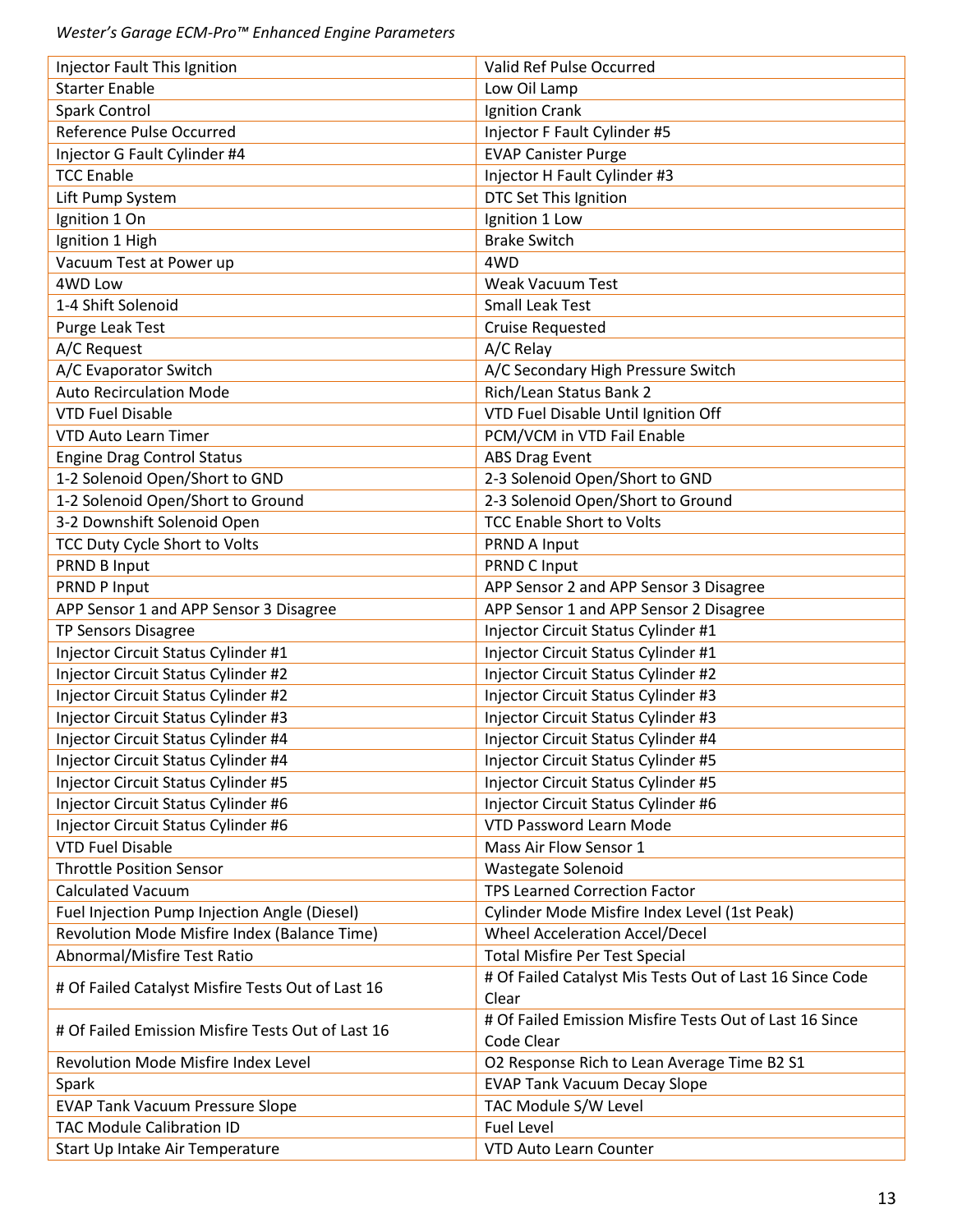*Wester's Garage ECM-Pro™ Enhanced Engine Parameters*

| | |
|---|---|
| Injector Fault This Ignition | Valid Ref Pulse Occurred |
| Starter Enable | Low Oil Lamp |
| Spark Control | Ignition Crank |
| Reference Pulse Occurred | Injector F Fault Cylinder #5 |
| Injector G Fault Cylinder #4 | EVAP Canister Purge |
| TCC Enable | Injector H Fault Cylinder #3 |
| Lift Pump System | DTC Set This Ignition |
| Ignition 1 On | Ignition 1 Low |
| Ignition 1 High | Brake Switch |
| Vacuum Test at Power up | 4WD |
| 4WD Low | Weak Vacuum Test |
| 1-4 Shift Solenoid | Small Leak Test |
| Purge Leak Test | Cruise Requested |
| A/C Request | A/C Relay |
| A/C Evaporator Switch | A/C Secondary High Pressure Switch |
| Auto Recirculation Mode | Rich/Lean Status Bank 2 |
| VTD Fuel Disable | VTD Fuel Disable Until Ignition Off |
| VTD Auto Learn Timer | PCM/VCM in VTD Fail Enable |
| Engine Drag Control Status | ABS Drag Event |
| 1-2 Solenoid Open/Short to GND | 2-3 Solenoid Open/Short to GND |
| 1-2 Solenoid Open/Short to Ground | 2-3 Solenoid Open/Short to Ground |
| 3-2 Downshift Solenoid Open | TCC Enable Short to Volts |
| TCC Duty Cycle Short to Volts | PRND A Input |
| PRND B Input | PRND C Input |
| PRND P Input | APP Sensor 2 and APP Sensor 3 Disagree |
| APP Sensor 1 and APP Sensor 3 Disagree | APP Sensor 1 and APP Sensor 2 Disagree |
| TP Sensors Disagree | Injector Circuit Status Cylinder #1 |
| Injector Circuit Status Cylinder #1 | Injector Circuit Status Cylinder #1 |
| Injector Circuit Status Cylinder #2 | Injector Circuit Status Cylinder #2 |
| Injector Circuit Status Cylinder #2 | Injector Circuit Status Cylinder #3 |
| Injector Circuit Status Cylinder #3 | Injector Circuit Status Cylinder #3 |
| Injector Circuit Status Cylinder #4 | Injector Circuit Status Cylinder #4 |
| Injector Circuit Status Cylinder #4 | Injector Circuit Status Cylinder #5 |
| Injector Circuit Status Cylinder #5 | Injector Circuit Status Cylinder #5 |
| Injector Circuit Status Cylinder #6 | Injector Circuit Status Cylinder #6 |
| Injector Circuit Status Cylinder #6 | VTD Password Learn Mode |
| VTD Fuel Disable | Mass Air Flow Sensor 1 |
| Throttle Position Sensor | Wastegate Solenoid |
| Calculated Vacuum | TPS Learned Correction Factor |
| Fuel Injection Pump Injection Angle (Diesel) | Cylinder Mode Misfire Index Level (1st Peak) |
| Revolution Mode Misfire Index (Balance Time) | Wheel Acceleration Accel/Decel |
| Abnormal/Misfire Test Ratio | Total Misfire Per Test Special |
| # Of Failed Catalyst Misfire Tests Out of Last 16 | # Of Failed Catalyst Mis Tests Out of Last 16 Since Code Clear |
| # Of Failed Emission Misfire Tests Out of Last 16 | # Of Failed Emission Misfire Tests Out of Last 16 Since Code Clear |
| Revolution Mode Misfire Index Level | O2 Response Rich to Lean Average Time B2 S1 |
| Spark | EVAP Tank Vacuum Decay Slope |
| EVAP Tank Vacuum Pressure Slope | TAC Module S/W Level |
| TAC Module Calibration ID | Fuel Level |
| Start Up Intake Air Temperature | VTD Auto Learn Counter |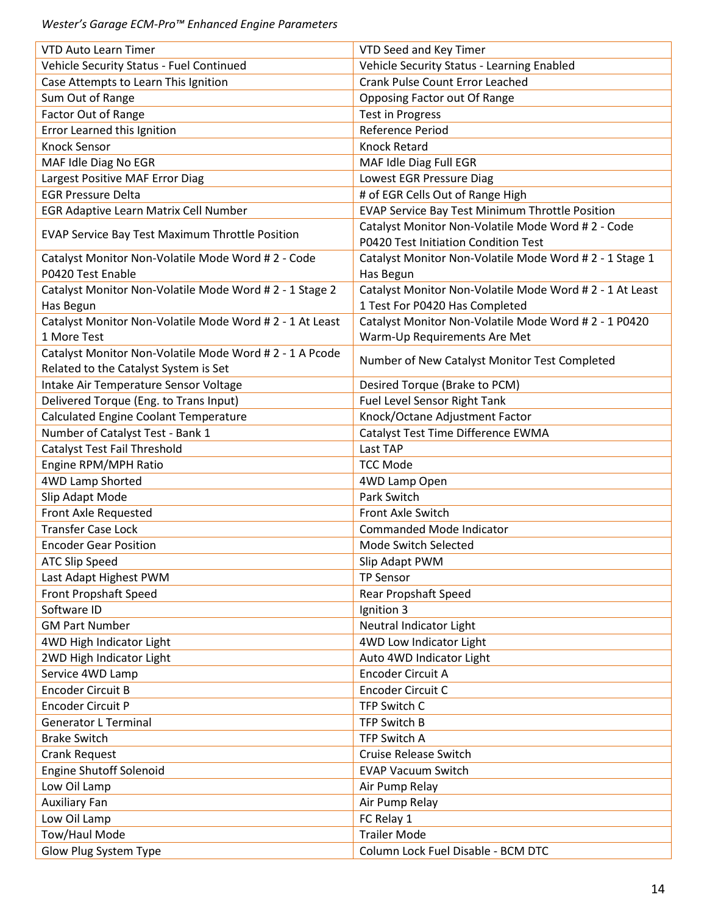| VTD Auto Learn Timer | VTD Seed and Key Timer |
| --- | --- |
| Vehicle Security Status - Fuel Continued | Vehicle Security Status - Learning Enabled |
| Case Attempts to Learn This Ignition | Crank Pulse Count Error Leached |
| Sum Out of Range | Opposing Factor out Of Range |
| Factor Out of Range | Test in Progress |
| Error Learned this Ignition | Reference Period |
| Knock Sensor | Knock Retard |
| MAF Idle Diag No EGR | MAF Idle Diag Full EGR |
| Largest Positive MAF Error Diag | Lowest EGR Pressure Diag |
| EGR Pressure Delta | # of EGR Cells Out of Range High |
| EGR Adaptive Learn Matrix Cell Number | EVAP Service Bay Test Minimum Throttle Position |
| EVAP Service Bay Test Maximum Throttle Position | Catalyst Monitor Non-Volatile Mode Word # 2 - Code P0420 Test Initiation Condition Test |
| Catalyst Monitor Non-Volatile Mode Word # 2 - Code P0420 Test Enable | Catalyst Monitor Non-Volatile Mode Word # 2 - 1 Stage 1 Has Begun |
| Catalyst Monitor Non-Volatile Mode Word # 2 - 1 Stage 2 Has Begun | Catalyst Monitor Non-Volatile Mode Word # 2 - 1 At Least 1 Test For P0420 Has Completed |
| Catalyst Monitor Non-Volatile Mode Word # 2 - 1 At Least 1 More Test | Catalyst Monitor Non-Volatile Mode Word # 2 - 1 P0420 Warm-Up Requirements Are Met |
| Catalyst Monitor Non-Volatile Mode Word # 2 - 1 A Pcode Related to the Catalyst System is Set | Number of New Catalyst Monitor Test Completed |
| Intake Air Temperature Sensor Voltage | Desired Torque (Brake to PCM) |
| Delivered Torque (Eng. to Trans Input) | Fuel Level Sensor Right Tank |
| Calculated Engine Coolant Temperature | Knock/Octane Adjustment Factor |
| Number of Catalyst Test - Bank 1 | Catalyst Test Time Difference EWMA |
| Catalyst Test Fail Threshold | Last TAP |
| Engine RPM/MPH Ratio | TCC Mode |
| 4WD Lamp Shorted | 4WD Lamp Open |
| Slip Adapt Mode | Park Switch |
| Front Axle Requested | Front Axle Switch |
| Transfer Case Lock | Commanded Mode Indicator |
| Encoder Gear Position | Mode Switch Selected |
| ATC Slip Speed | Slip Adapt PWM |
| Last Adapt Highest PWM | TP Sensor |
| Front Propshaft Speed | Rear Propshaft Speed |
| Software ID | Ignition 3 |
| GM Part Number | Neutral Indicator Light |
| 4WD High Indicator Light | 4WD Low Indicator Light |
| 2WD High Indicator Light | Auto 4WD Indicator Light |
| Service 4WD Lamp | Encoder Circuit A |
| Encoder Circuit B | Encoder Circuit C |
| Encoder Circuit P | TFP Switch C |
| Generator L Terminal | TFP Switch B |
| Brake Switch | TFP Switch A |
| Crank Request | Cruise Release Switch |
| Engine Shutoff Solenoid | EVAP Vacuum Switch |
| Low Oil Lamp | Air Pump Relay |
| Auxiliary Fan | Air Pump Relay |
| Low Oil Lamp | FC Relay 1 |
| Tow/Haul Mode | Trailer Mode |
| Glow Plug System Type | Column Lock Fuel Disable - BCM DTC |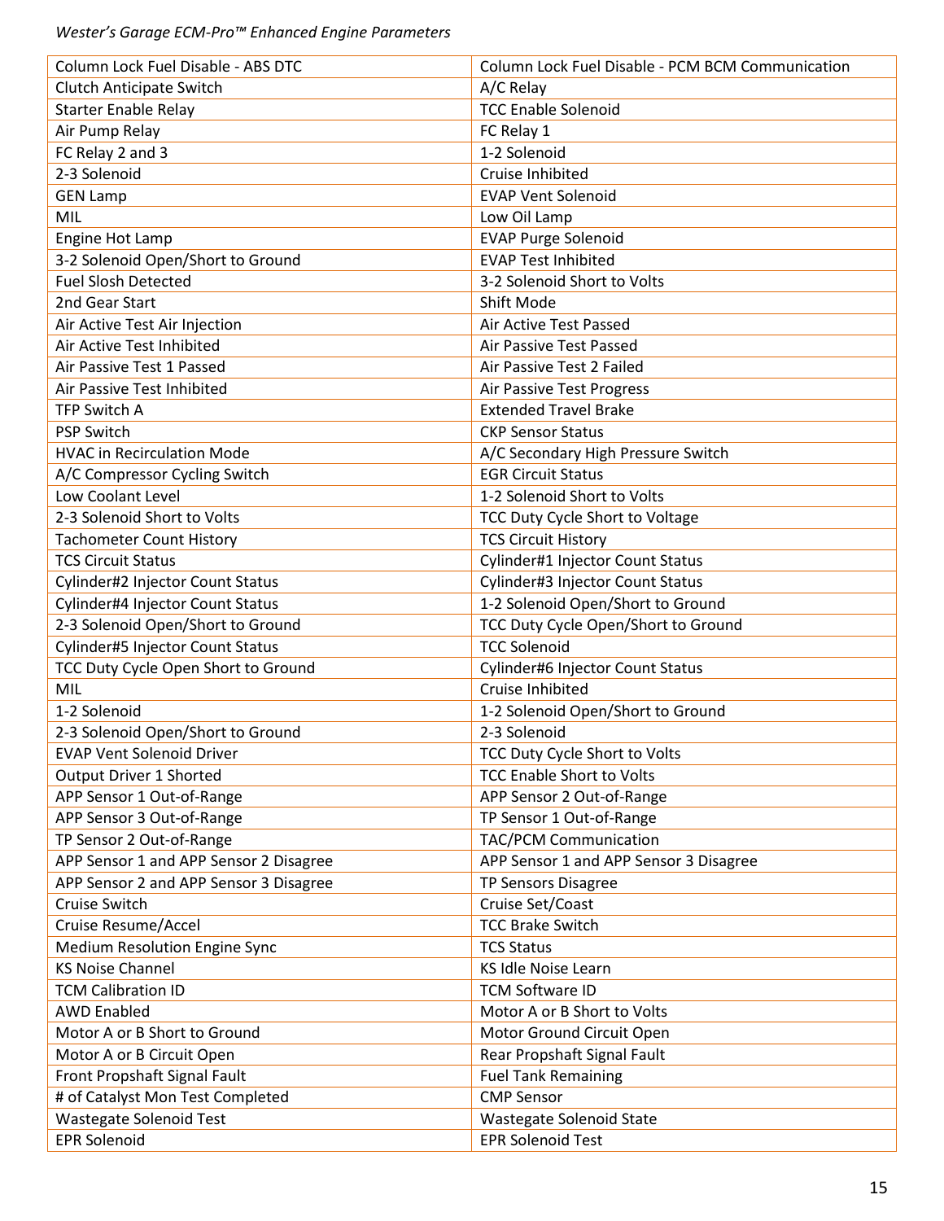| Column Lock Fuel Disable - ABS DTC | Column Lock Fuel Disable - PCM BCM Communication |
| --- | --- |
| Clutch Anticipate Switch | A/C Relay |
| Starter Enable Relay | TCC Enable Solenoid |
| Air Pump Relay | FC Relay 1 |
| FC Relay 2 and 3 | 1-2 Solenoid |
| 2-3 Solenoid | Cruise Inhibited |
| GEN Lamp | EVAP Vent Solenoid |
| MIL | Low Oil Lamp |
| Engine Hot Lamp | EVAP Purge Solenoid |
| 3-2 Solenoid Open/Short to Ground | EVAP Test Inhibited |
| Fuel Slosh Detected | 3-2 Solenoid Short to Volts |
| 2nd Gear Start | Shift Mode |
| Air Active Test Air Injection | Air Active Test Passed |
| Air Active Test Inhibited | Air Passive Test Passed |
| Air Passive Test 1 Passed | Air Passive Test 2 Failed |
| Air Passive Test Inhibited | Air Passive Test Progress |
| TFP Switch A | Extended Travel Brake |
| PSP Switch | CKP Sensor Status |
| HVAC in Recirculation Mode | A/C Secondary High Pressure Switch |
| A/C Compressor Cycling Switch | EGR Circuit Status |
| Low Coolant Level | 1-2 Solenoid Short to Volts |
| 2-3 Solenoid Short to Volts | TCC Duty Cycle Short to Voltage |
| Tachometer Count History | TCS Circuit History |
| TCS Circuit Status | Cylinder#1 Injector Count Status |
| Cylinder#2 Injector Count Status | Cylinder#3 Injector Count Status |
| Cylinder#4 Injector Count Status | 1-2 Solenoid Open/Short to Ground |
| 2-3 Solenoid Open/Short to Ground | TCC Duty Cycle Open/Short to Ground |
| Cylinder#5 Injector Count Status | TCC Solenoid |
| TCC Duty Cycle Open Short to Ground | Cylinder#6 Injector Count Status |
| MIL | Cruise Inhibited |
| 1-2 Solenoid | 1-2 Solenoid Open/Short to Ground |
| 2-3 Solenoid Open/Short to Ground | 2-3 Solenoid |
| EVAP Vent Solenoid Driver | TCC Duty Cycle Short to Volts |
| Output Driver 1 Shorted | TCC Enable Short to Volts |
| APP Sensor 1 Out-of-Range | APP Sensor 2 Out-of-Range |
| APP Sensor 3 Out-of-Range | TP Sensor 1 Out-of-Range |
| TP Sensor 2 Out-of-Range | TAC/PCM Communication |
| APP Sensor 1 and APP Sensor 2 Disagree | APP Sensor 1 and APP Sensor 3 Disagree |
| APP Sensor 2 and APP Sensor 3 Disagree | TP Sensors Disagree |
| Cruise Switch | Cruise Set/Coast |
| Cruise Resume/Accel | TCC Brake Switch |
| Medium Resolution Engine Sync | TCS Status |
| KS Noise Channel | KS Idle Noise Learn |
| TCM Calibration ID | TCM Software ID |
| AWD Enabled | Motor A or B Short to Volts |
| Motor A or B Short to Ground | Motor Ground Circuit Open |
| Motor A or B Circuit Open | Rear Propshaft Signal Fault |
| Front Propshaft Signal Fault | Fuel Tank Remaining |
| # of Catalyst Mon Test Completed | CMP Sensor |
| Wastegate Solenoid Test | Wastegate Solenoid State |
| EPR Solenoid | EPR Solenoid Test |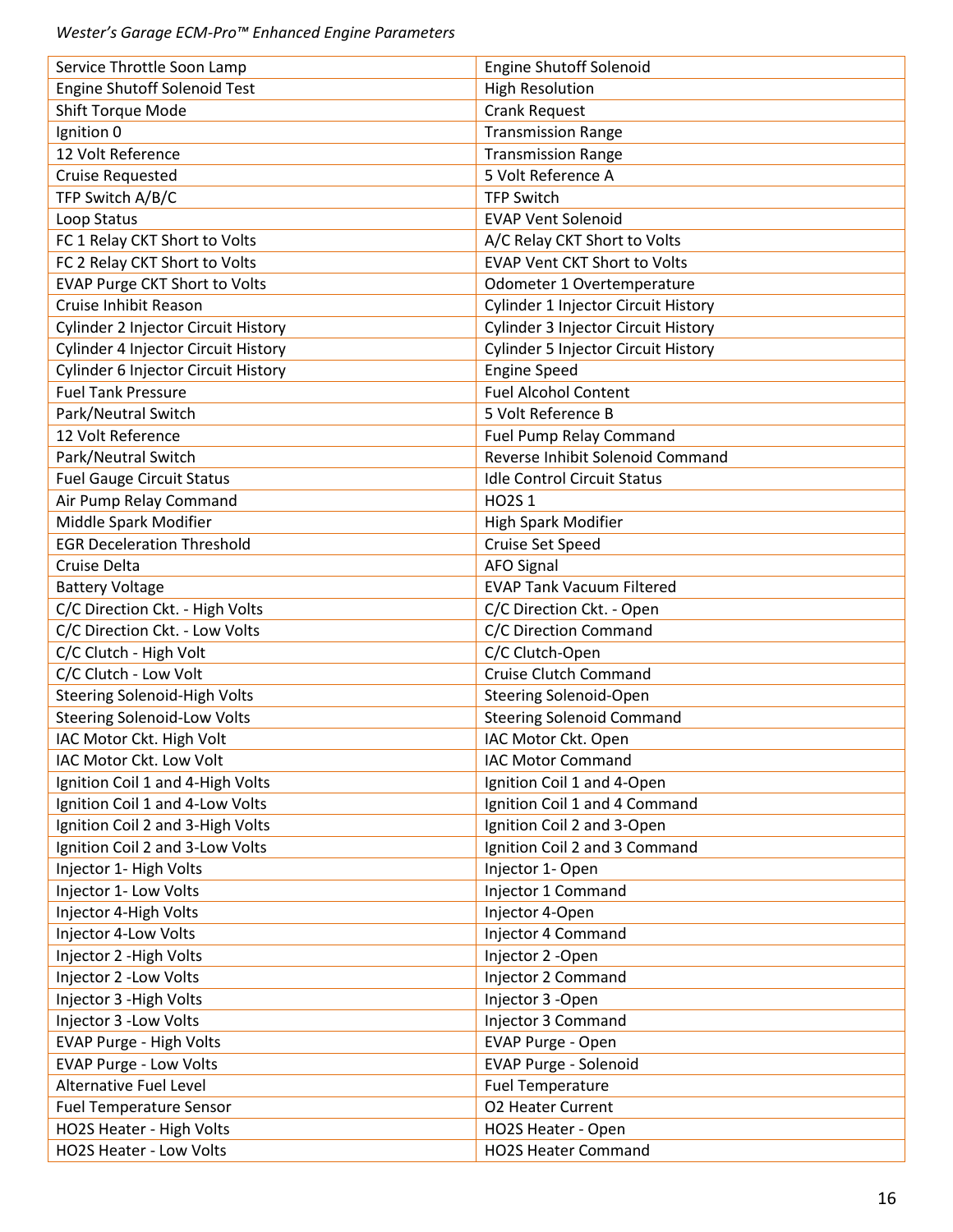*Wester's Garage ECM-Pro™ Enhanced Engine Parameters*

| | |
|---|---|
| Service Throttle Soon Lamp | Engine Shutoff Solenoid |
| Engine Shutoff Solenoid Test | High Resolution |
| Shift Torque Mode | Crank Request |
| Ignition 0 | Transmission Range |
| 12 Volt Reference | Transmission Range |
| Cruise Requested | 5 Volt Reference A |
| TFP Switch A/B/C | TFP Switch |
| Loop Status | EVAP Vent Solenoid |
| FC 1 Relay CKT Short to Volts | A/C Relay CKT Short to Volts |
| FC 2 Relay CKT Short to Volts | EVAP Vent CKT Short to Volts |
| EVAP Purge CKT Short to Volts | Odometer 1 Overtemperature |
| Cruise Inhibit Reason | Cylinder 1 Injector Circuit History |
| Cylinder 2 Injector Circuit History | Cylinder 3 Injector Circuit History |
| Cylinder 4 Injector Circuit History | Cylinder 5 Injector Circuit History |
| Cylinder 6 Injector Circuit History | Engine Speed |
| Fuel Tank Pressure | Fuel Alcohol Content |
| Park/Neutral Switch | 5 Volt Reference B |
| 12 Volt Reference | Fuel Pump Relay Command |
| Park/Neutral Switch | Reverse Inhibit Solenoid Command |
| Fuel Gauge Circuit Status | Idle Control Circuit Status |
| Air Pump Relay Command | HO2S 1 |
| Middle Spark Modifier | High Spark Modifier |
| EGR Deceleration Threshold | Cruise Set Speed |
| Cruise Delta | AFO Signal |
| Battery Voltage | EVAP Tank Vacuum Filtered |
| C/C Direction Ckt. - High Volts | C/C Direction Ckt. - Open |
| C/C Direction Ckt. - Low Volts | C/C Direction Command |
| C/C Clutch - High Volt | C/C Clutch-Open |
| C/C Clutch - Low Volt | Cruise Clutch Command |
| Steering Solenoid-High Volts | Steering Solenoid-Open |
| Steering Solenoid-Low Volts | Steering Solenoid Command |
| IAC Motor Ckt. High Volt | IAC Motor Ckt. Open |
| IAC Motor Ckt. Low Volt | IAC Motor Command |
| Ignition Coil 1 and 4-High Volts | Ignition Coil 1 and 4-Open |
| Ignition Coil 1 and 4-Low Volts | Ignition Coil 1 and 4 Command |
| Ignition Coil 2 and 3-High Volts | Ignition Coil 2 and 3-Open |
| Ignition Coil 2 and 3-Low Volts | Ignition Coil 2 and 3 Command |
| Injector 1- High Volts | Injector 1- Open |
| Injector 1- Low Volts | Injector 1 Command |
| Injector 4-High Volts | Injector 4-Open |
| Injector 4-Low Volts | Injector 4 Command |
| Injector 2 -High Volts | Injector 2 -Open |
| Injector 2 -Low Volts | Injector 2 Command |
| Injector 3 -High Volts | Injector 3 -Open |
| Injector 3 -Low Volts | Injector 3 Command |
| EVAP Purge - High Volts | EVAP Purge - Open |
| EVAP Purge - Low Volts | EVAP Purge - Solenoid |
| Alternative Fuel Level | Fuel Temperature |
| Fuel Temperature Sensor | O2 Heater Current |
| HO2S Heater - High Volts | HO2S Heater - Open |
| HO2S Heater - Low Volts | HO2S Heater Command |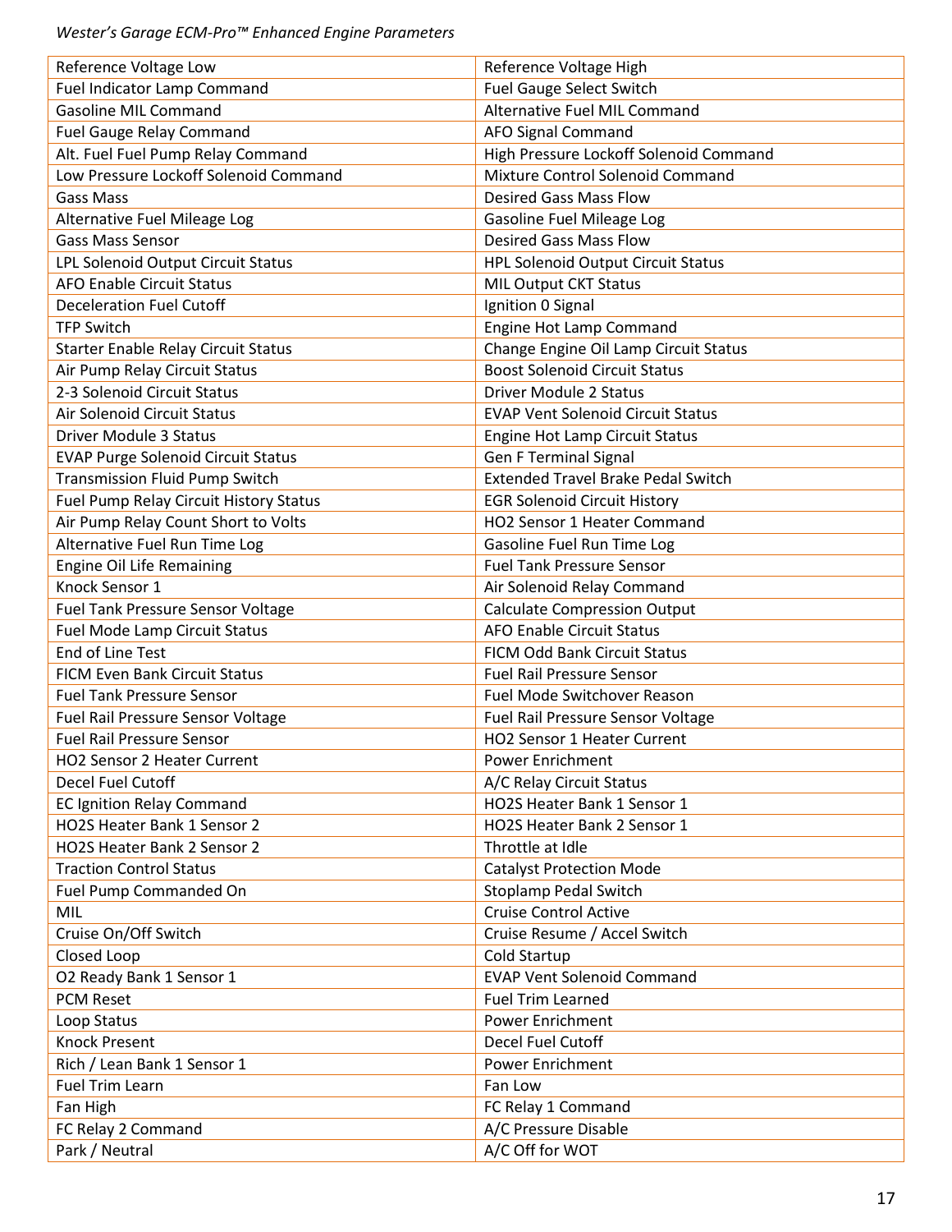*Wester's Garage ECM-Pro™ Enhanced Engine Parameters*

| Reference Voltage Low | Reference Voltage High |
|---|---|
| Fuel Indicator Lamp Command | Fuel Gauge Select Switch |
| Gasoline MIL Command | Alternative Fuel MIL Command |
| Fuel Gauge Relay Command | AFO Signal Command |
| Alt. Fuel Fuel Pump Relay Command | High Pressure Lockoff Solenoid Command |
| Low Pressure Lockoff Solenoid Command | Mixture Control Solenoid Command |
| Gass Mass | Desired Gass Mass Flow |
| Alternative Fuel Mileage Log | Gasoline Fuel Mileage Log |
| Gass Mass Sensor | Desired Gass Mass Flow |
| LPL Solenoid Output Circuit Status | HPL Solenoid Output Circuit Status |
| AFO Enable Circuit Status | MIL Output CKT Status |
| Deceleration Fuel Cutoff | Ignition 0 Signal |
| TFP Switch | Engine Hot Lamp Command |
| Starter Enable Relay Circuit Status | Change Engine Oil Lamp Circuit Status |
| Air Pump Relay Circuit Status | Boost Solenoid Circuit Status |
| 2-3 Solenoid Circuit Status | Driver Module 2 Status |
| Air Solenoid Circuit Status | EVAP Vent Solenoid Circuit Status |
| Driver Module 3 Status | Engine Hot Lamp Circuit Status |
| EVAP Purge Solenoid Circuit Status | Gen F Terminal Signal |
| Transmission Fluid Pump Switch | Extended Travel Brake Pedal Switch |
| Fuel Pump Relay Circuit History Status | EGR Solenoid Circuit History |
| Air Pump Relay Count Short to Volts | HO2 Sensor 1 Heater Command |
| Alternative Fuel Run Time Log | Gasoline Fuel Run Time Log |
| Engine Oil Life Remaining | Fuel Tank Pressure Sensor |
| Knock Sensor 1 | Air Solenoid Relay Command |
| Fuel Tank Pressure Sensor Voltage | Calculate Compression Output |
| Fuel Mode Lamp Circuit Status | AFO Enable Circuit Status |
| End of Line Test | FICM Odd Bank Circuit Status |
| FICM Even Bank Circuit Status | Fuel Rail Pressure Sensor |
| Fuel Tank Pressure Sensor | Fuel Mode Switchover Reason |
| Fuel Rail Pressure Sensor Voltage | Fuel Rail Pressure Sensor Voltage |
| Fuel Rail Pressure Sensor | HO2 Sensor 1 Heater Current |
| HO2 Sensor 2 Heater Current | Power Enrichment |
| Decel Fuel Cutoff | A/C Relay Circuit Status |
| EC Ignition Relay Command | HO2S Heater Bank 1 Sensor 1 |
| HO2S Heater Bank 1 Sensor 2 | HO2S Heater Bank 2 Sensor 1 |
| HO2S Heater Bank 2 Sensor 2 | Throttle at Idle |
| Traction Control Status | Catalyst Protection Mode |
| Fuel Pump Commanded On | Stoplamp Pedal Switch |
| MIL | Cruise Control Active |
| Cruise On/Off Switch | Cruise Resume / Accel Switch |
| Closed Loop | Cold Startup |
| O2 Ready Bank 1 Sensor 1 | EVAP Vent Solenoid Command |
| PCM Reset | Fuel Trim Learned |
| Loop Status | Power Enrichment |
| Knock Present | Decel Fuel Cutoff |
| Rich / Lean Bank 1 Sensor 1 | Power Enrichment |
| Fuel Trim Learn | Fan Low |
| Fan High | FC Relay 1 Command |
| FC Relay 2 Command | A/C Pressure Disable |
| Park / Neutral | A/C Off for WOT |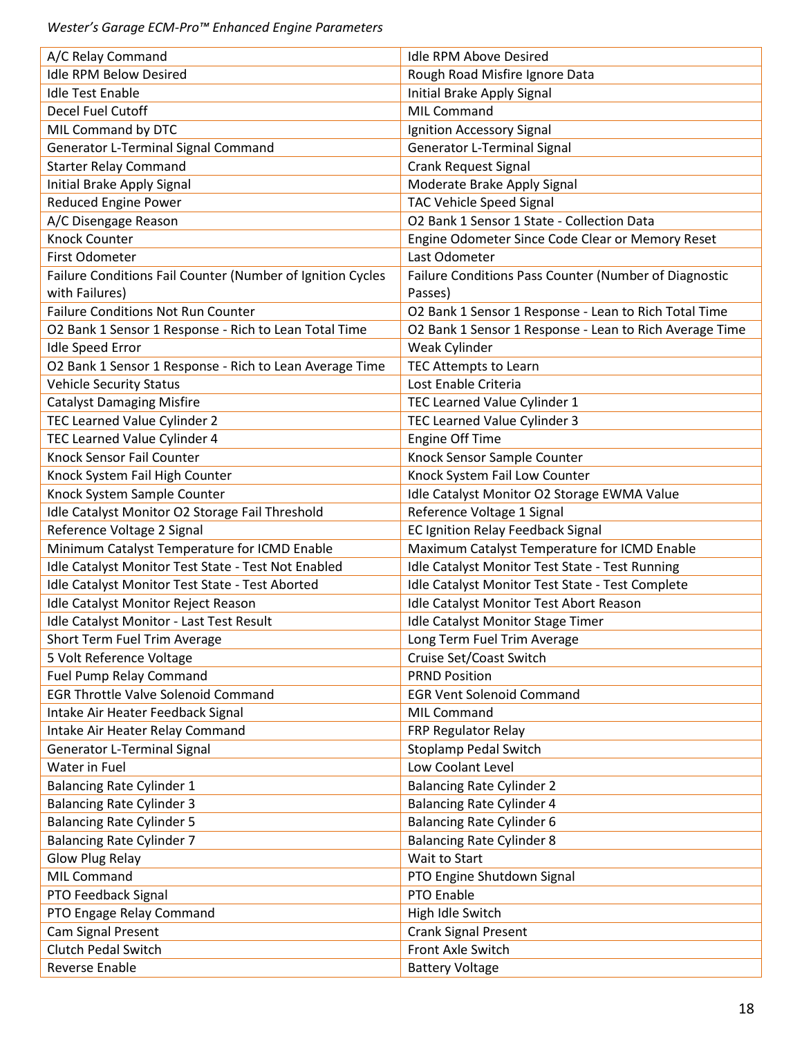*Wester's Garage ECM-Pro™ Enhanced Engine Parameters*

| A/C Relay Command | Idle RPM Above Desired |
|---|---|
| Idle RPM Below Desired | Rough Road Misfire Ignore Data |
| Idle Test Enable | Initial Brake Apply Signal |
| Decel Fuel Cutoff | MIL Command |
| MIL Command by DTC | Ignition Accessory Signal |
| Generator L-Terminal Signal Command | Generator L-Terminal Signal |
| Starter Relay Command | Crank Request Signal |
| Initial Brake Apply Signal | Moderate Brake Apply Signal |
| Reduced Engine Power | TAC Vehicle Speed Signal |
| A/C Disengage Reason | O2 Bank 1 Sensor 1 State - Collection Data |
| Knock Counter | Engine Odometer Since Code Clear or Memory Reset |
| First Odometer | Last Odometer |
| Failure Conditions Fail Counter (Number of Ignition Cycles with Failures) | Failure Conditions Pass Counter (Number of Diagnostic Passes) |
| Failure Conditions Not Run Counter | O2 Bank 1 Sensor 1 Response - Lean to Rich Total Time |
| O2 Bank 1 Sensor 1 Response - Rich to Lean Total Time | O2 Bank 1 Sensor 1 Response - Lean to Rich Average Time |
| Idle Speed Error | Weak Cylinder |
| O2 Bank 1 Sensor 1 Response - Rich to Lean Average Time | TEC Attempts to Learn |
| Vehicle Security Status | Lost Enable Criteria |
| Catalyst Damaging Misfire | TEC Learned Value Cylinder 1 |
| TEC Learned Value Cylinder 2 | TEC Learned Value Cylinder 3 |
| TEC Learned Value Cylinder 4 | Engine Off Time |
| Knock Sensor Fail Counter | Knock Sensor Sample Counter |
| Knock System Fail High Counter | Knock System Fail Low Counter |
| Knock System Sample Counter | Idle Catalyst Monitor O2 Storage EWMA Value |
| Idle Catalyst Monitor O2 Storage Fail Threshold | Reference Voltage 1 Signal |
| Reference Voltage 2 Signal | EC Ignition Relay Feedback Signal |
| Minimum Catalyst Temperature for ICMD Enable | Maximum Catalyst Temperature for ICMD Enable |
| Idle Catalyst Monitor Test State - Test Not Enabled | Idle Catalyst Monitor Test State - Test Running |
| Idle Catalyst Monitor Test State - Test Aborted | Idle Catalyst Monitor Test State - Test Complete |
| Idle Catalyst Monitor Reject Reason | Idle Catalyst Monitor Test Abort Reason |
| Idle Catalyst Monitor - Last Test Result | Idle Catalyst Monitor Stage Timer |
| Short Term Fuel Trim Average | Long Term Fuel Trim Average |
| 5 Volt Reference Voltage | Cruise Set/Coast Switch |
| Fuel Pump Relay Command | PRND Position |
| EGR Throttle Valve Solenoid Command | EGR Vent Solenoid Command |
| Intake Air Heater Feedback Signal | MIL Command |
| Intake Air Heater Relay Command | FRP Regulator Relay |
| Generator L-Terminal Signal | Stoplamp Pedal Switch |
| Water in Fuel | Low Coolant Level |
| Balancing Rate Cylinder 1 | Balancing Rate Cylinder 2 |
| Balancing Rate Cylinder 3 | Balancing Rate Cylinder 4 |
| Balancing Rate Cylinder 5 | Balancing Rate Cylinder 6 |
| Balancing Rate Cylinder 7 | Balancing Rate Cylinder 8 |
| Glow Plug Relay | Wait to Start |
| MIL Command | PTO Engine Shutdown Signal |
| PTO Feedback Signal | PTO Enable |
| PTO Engage Relay Command | High Idle Switch |
| Cam Signal Present | Crank Signal Present |
| Clutch Pedal Switch | Front Axle Switch |
| Reverse Enable | Battery Voltage |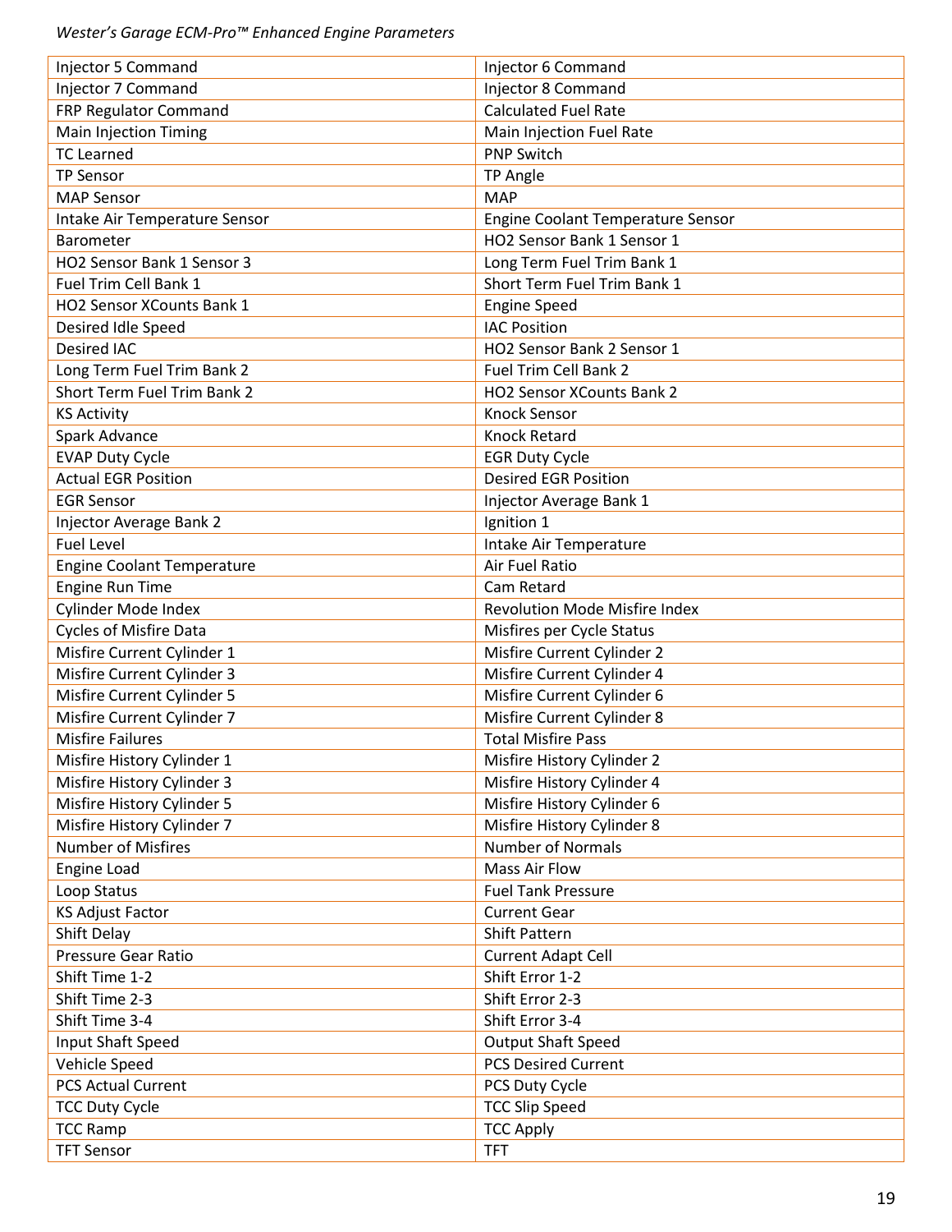| Injector 5 Command | Injector 6 Command |
|---|---|
| Injector 7 Command | Injector 8 Command |
| FRP Regulator Command | Calculated Fuel Rate |
| Main Injection Timing | Main Injection Fuel Rate |
| TC Learned | PNP Switch |
| TP Sensor | TP Angle |
| MAP Sensor | MAP |
| Intake Air Temperature Sensor | Engine Coolant Temperature Sensor |
| Barometer | HO2 Sensor Bank 1 Sensor 1 |
| HO2 Sensor Bank 1 Sensor 3 | Long Term Fuel Trim Bank 1 |
| Fuel Trim Cell Bank 1 | Short Term Fuel Trim Bank 1 |
| HO2 Sensor XCounts Bank 1 | Engine Speed |
| Desired Idle Speed | IAC Position |
| Desired IAC | HO2 Sensor Bank 2 Sensor 1 |
| Long Term Fuel Trim Bank 2 | Fuel Trim Cell Bank 2 |
| Short Term Fuel Trim Bank 2 | HO2 Sensor XCounts Bank 2 |
| KS Activity | Knock Sensor |
| Spark Advance | Knock Retard |
| EVAP Duty Cycle | EGR Duty Cycle |
| Actual EGR Position | Desired EGR Position |
| EGR Sensor | Injector Average Bank 1 |
| Injector Average Bank 2 | Ignition 1 |
| Fuel Level | Intake Air Temperature |
| Engine Coolant Temperature | Air Fuel Ratio |
| Engine Run Time | Cam Retard |
| Cylinder Mode Index | Revolution Mode Misfire Index |
| Cycles of Misfire Data | Misfires per Cycle Status |
| Misfire Current Cylinder 1 | Misfire Current Cylinder 2 |
| Misfire Current Cylinder 3 | Misfire Current Cylinder 4 |
| Misfire Current Cylinder 5 | Misfire Current Cylinder 6 |
| Misfire Current Cylinder 7 | Misfire Current Cylinder 8 |
| Misfire Failures | Total Misfire Pass |
| Misfire History Cylinder 1 | Misfire History Cylinder 2 |
| Misfire History Cylinder 3 | Misfire History Cylinder 4 |
| Misfire History Cylinder 5 | Misfire History Cylinder 6 |
| Misfire History Cylinder 7 | Misfire History Cylinder 8 |
| Number of Misfires | Number of Normals |
| Engine Load | Mass Air Flow |
| Loop Status | Fuel Tank Pressure |
| KS Adjust Factor | Current Gear |
| Shift Delay | Shift Pattern |
| Pressure Gear Ratio | Current Adapt Cell |
| Shift Time 1-2 | Shift Error 1-2 |
| Shift Time 2-3 | Shift Error 2-3 |
| Shift Time 3-4 | Shift Error 3-4 |
| Input Shaft Speed | Output Shaft Speed |
| Vehicle Speed | PCS Desired Current |
| PCS Actual Current | PCS Duty Cycle |
| TCC Duty Cycle | TCC Slip Speed |
| TCC Ramp | TCC Apply |
| TFT Sensor | TFT |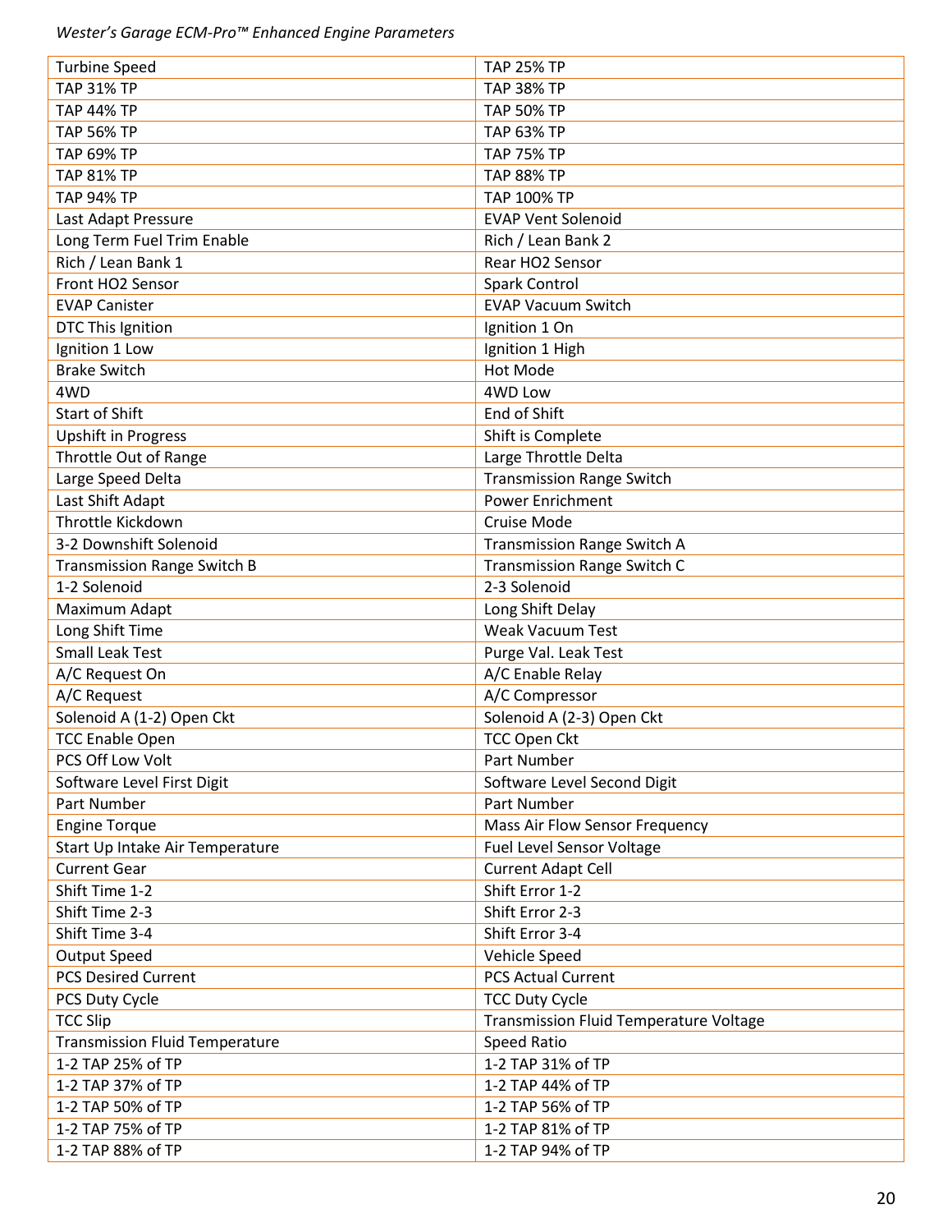| Turbine Speed | TAP 25% TP |
|---|---|
| TAP 31% TP | TAP 38% TP |
| TAP 44% TP | TAP 50% TP |
| TAP 56% TP | TAP 63% TP |
| TAP 69% TP | TAP 75% TP |
| TAP 81% TP | TAP 88% TP |
| TAP 94% TP | TAP 100% TP |
| Last Adapt Pressure | EVAP Vent Solenoid |
| Long Term Fuel Trim Enable | Rich / Lean Bank 2 |
| Rich / Lean Bank 1 | Rear HO2 Sensor |
| Front HO2 Sensor | Spark Control |
| EVAP Canister | EVAP Vacuum Switch |
| DTC This Ignition | Ignition 1 On |
| Ignition 1 Low | Ignition 1 High |
| Brake Switch | Hot Mode |
| 4WD | 4WD Low |
| Start of Shift | End of Shift |
| Upshift in Progress | Shift is Complete |
| Throttle Out of Range | Large Throttle Delta |
| Large Speed Delta | Transmission Range Switch |
| Last Shift Adapt | Power Enrichment |
| Throttle Kickdown | Cruise Mode |
| 3-2 Downshift Solenoid | Transmission Range Switch A |
| Transmission Range Switch B | Transmission Range Switch C |
| 1-2 Solenoid | 2-3 Solenoid |
| Maximum Adapt | Long Shift Delay |
| Long Shift Time | Weak Vacuum Test |
| Small Leak Test | Purge Val. Leak Test |
| A/C Request On | A/C Enable Relay |
| A/C Request | A/C Compressor |
| Solenoid A (1-2) Open Ckt | Solenoid A (2-3) Open Ckt |
| TCC Enable Open | TCC Open Ckt |
| PCS Off Low Volt | Part Number |
| Software Level First Digit | Software Level Second Digit |
| Part Number | Part Number |
| Engine Torque | Mass Air Flow Sensor Frequency |
| Start Up Intake Air Temperature | Fuel Level Sensor Voltage |
| Current Gear | Current Adapt Cell |
| Shift Time 1-2 | Shift Error 1-2 |
| Shift Time 2-3 | Shift Error 2-3 |
| Shift Time 3-4 | Shift Error 3-4 |
| Output Speed | Vehicle Speed |
| PCS Desired Current | PCS Actual Current |
| PCS Duty Cycle | TCC Duty Cycle |
| TCC Slip | Transmission Fluid Temperature Voltage |
| Transmission Fluid Temperature | Speed Ratio |
| 1-2 TAP 25% of TP | 1-2 TAP 31% of TP |
| 1-2 TAP 37% of TP | 1-2 TAP 44% of TP |
| 1-2 TAP 50% of TP | 1-2 TAP 56% of TP |
| 1-2 TAP 75% of TP | 1-2 TAP 81% of TP |
| 1-2 TAP 88% of TP | 1-2 TAP 94% of TP |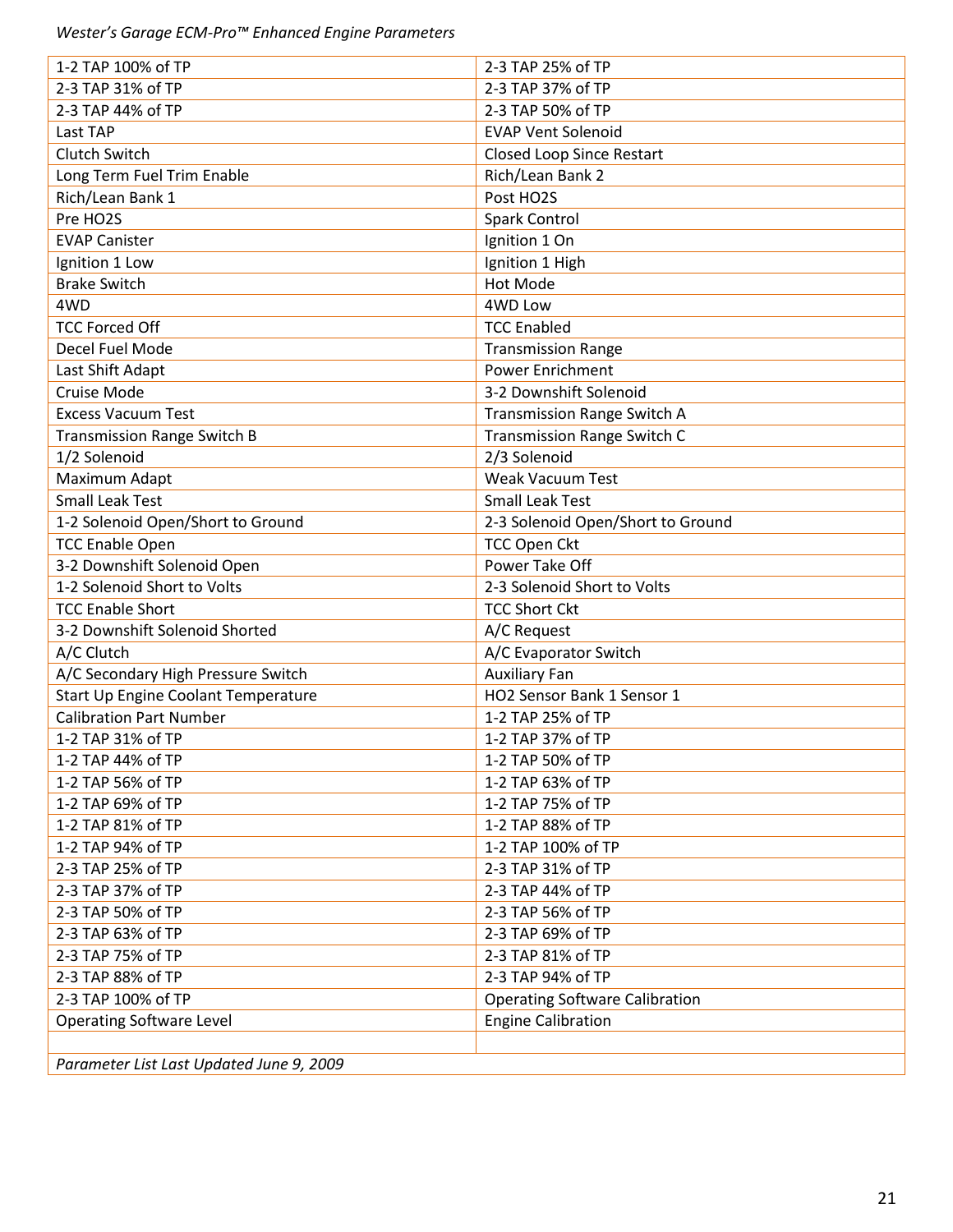| | |
|---|---|
| 1-2 TAP 100% of TP | 2-3 TAP 25% of TP |
| 2-3 TAP 31% of TP | 2-3 TAP 37% of TP |
| 2-3 TAP 44% of TP | 2-3 TAP 50% of TP |
| Last TAP | EVAP Vent Solenoid |
| Clutch Switch | Closed Loop Since Restart |
| Long Term Fuel Trim Enable | Rich/Lean Bank 2 |
| Rich/Lean Bank 1 | Post HO2S |
| Pre HO2S | Spark Control |
| EVAP Canister | Ignition 1 On |
| Ignition 1 Low | Ignition 1 High |
| Brake Switch | Hot Mode |
| 4WD | 4WD Low |
| TCC Forced Off | TCC Enabled |
| Decel Fuel Mode | Transmission Range |
| Last Shift Adapt | Power Enrichment |
| Cruise Mode | 3-2 Downshift Solenoid |
| Excess Vacuum Test | Transmission Range Switch A |
| Transmission Range Switch B | Transmission Range Switch C |
| 1/2 Solenoid | 2/3 Solenoid |
| Maximum Adapt | Weak Vacuum Test |
| Small Leak Test | Small Leak Test |
| 1-2 Solenoid Open/Short to Ground | 2-3 Solenoid Open/Short to Ground |
| TCC Enable Open | TCC Open Ckt |
| 3-2 Downshift Solenoid Open | Power Take Off |
| 1-2 Solenoid Short to Volts | 2-3 Solenoid Short to Volts |
| TCC Enable Short | TCC Short Ckt |
| 3-2 Downshift Solenoid Shorted | A/C Request |
| A/C Clutch | A/C Evaporator Switch |
| A/C Secondary High Pressure Switch | Auxiliary Fan |
| Start Up Engine Coolant Temperature | HO2 Sensor Bank 1 Sensor 1 |
| Calibration Part Number | 1-2 TAP 25% of TP |
| 1-2 TAP 31% of TP | 1-2 TAP 37% of TP |
| 1-2 TAP 44% of TP | 1-2 TAP 50% of TP |
| 1-2 TAP 56% of TP | 1-2 TAP 63% of TP |
| 1-2 TAP 69% of TP | 1-2 TAP 75% of TP |
| 1-2 TAP 81% of TP | 1-2 TAP 88% of TP |
| 1-2 TAP 94% of TP | 1-2 TAP 100% of TP |
| 2-3 TAP 25% of TP | 2-3 TAP 31% of TP |
| 2-3 TAP 37% of TP | 2-3 TAP 44% of TP |
| 2-3 TAP 50% of TP | 2-3 TAP 56% of TP |
| 2-3 TAP 63% of TP | 2-3 TAP 69% of TP |
| 2-3 TAP 75% of TP | 2-3 TAP 81% of TP |
| 2-3 TAP 88% of TP | 2-3 TAP 94% of TP |
| 2-3 TAP 100% of TP | Operating Software Calibration |
| Operating Software Level | Engine Calibration |
| | |
| *Parameter List Last Updated June 9, 2009* | |